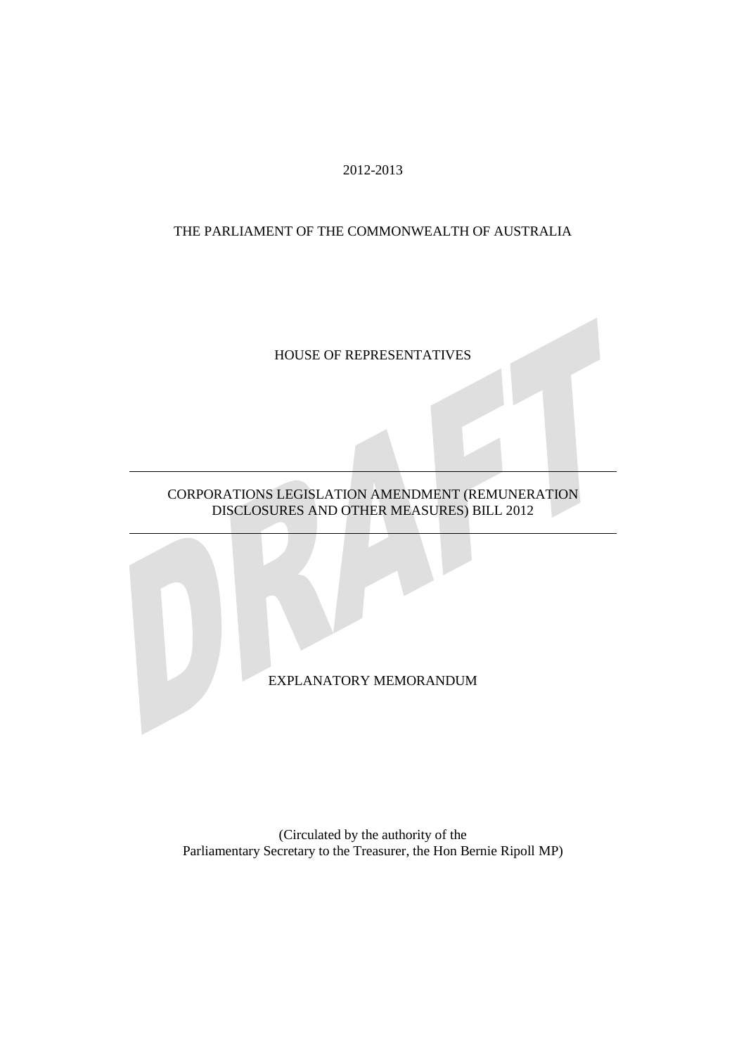2012-2013

THE PARLIAMENT OF THE COMMONWEALTH OF AUSTRALIA

HOUSE OF REPRESENTATIVES

---

CORPORATIONS LEGISLATION AMENDMENT (REMUNERATION DISCLOSURES AND OTHER MEASURES) BILL 2012

---

EXPLANATORY MEMORANDUM

(Circulated by the authority of the Parliamentary Secretary to the Treasurer, the Hon Bernie Ripoll MP)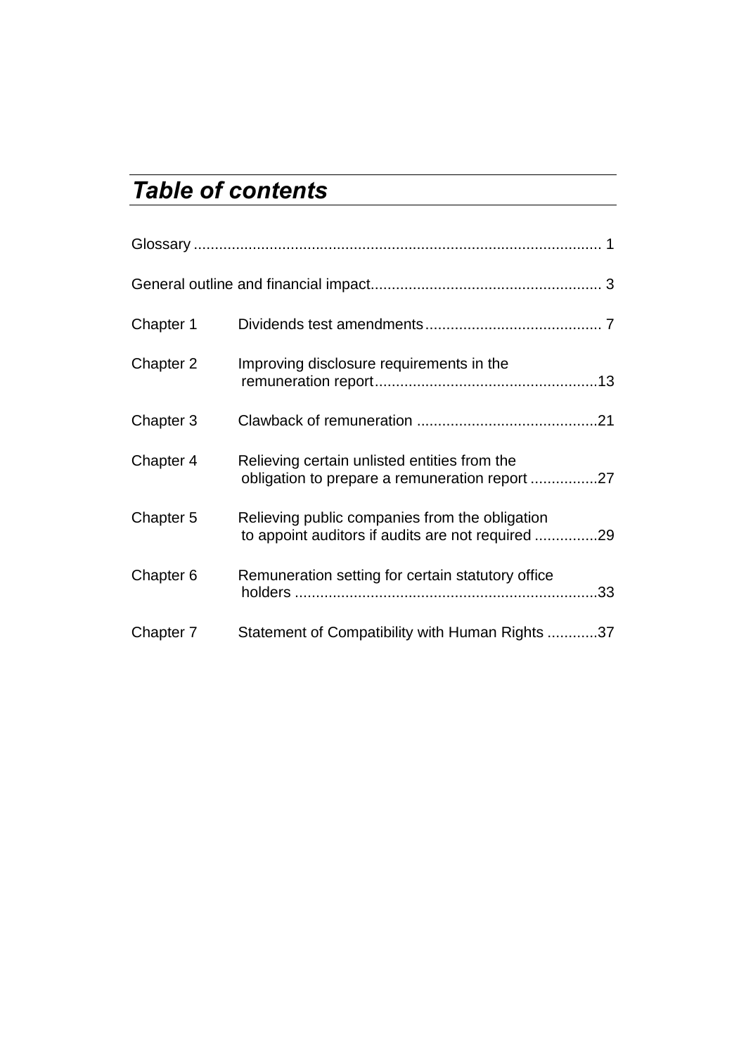# *Table of contents*

Glossary ............................................................................................... 1

General outline and financial impact...................................................... 3

Chapter 1 Dividends test amendments.......................................... 7

Chapter 2 Improving disclosure requirements in the remuneration report....................................................13

Chapter 3 Clawback of remuneration ...........................................21

Chapter 4 Relieving certain unlisted entities from the obligation to prepare a remuneration report ................27

Chapter 5 Relieving public companies from the obligation to appoint auditors if audits are not required ...............29

Chapter 6 Remuneration setting for certain statutory office holders .......................................................................33

Chapter 7 Statement of Compatibility with Human Rights ............37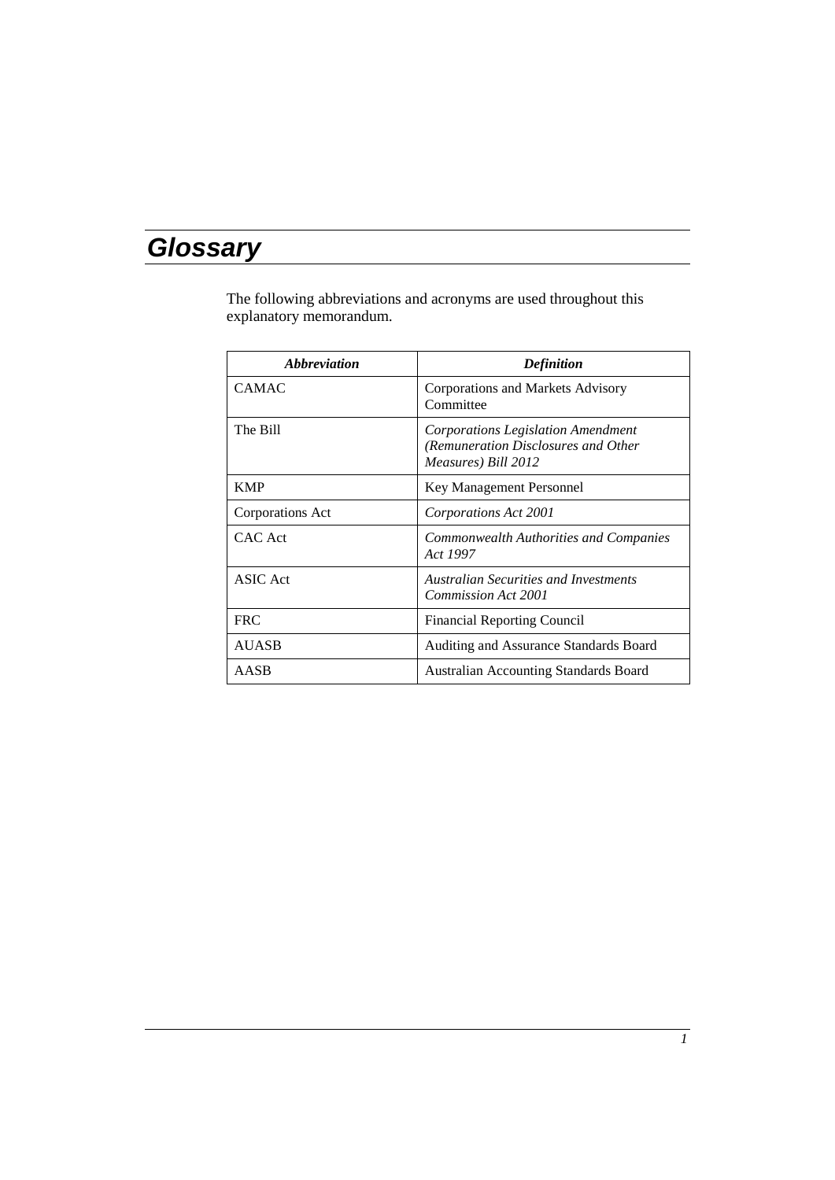# Glossary

The following abbreviations and acronyms are used throughout this explanatory memorandum.

| ***Abbreviation*** | ***Definition*** |
|---|---|
| CAMAC | Corporations and Markets Advisory Committee |
| The Bill | *Corporations Legislation Amendment (Remuneration Disclosures and Other Measures) Bill 2012* |
| KMP | Key Management Personnel |
| Corporations Act | *Corporations Act 2001* |
| CAC Act | *Commonwealth Authorities and Companies Act 1997* |
| ASIC Act | *Australian Securities and Investments Commission Act 2001* |
| FRC | Financial Reporting Council |
| AUASB | Auditing and Assurance Standards Board |
| AASB | Australian Accounting Standards Board |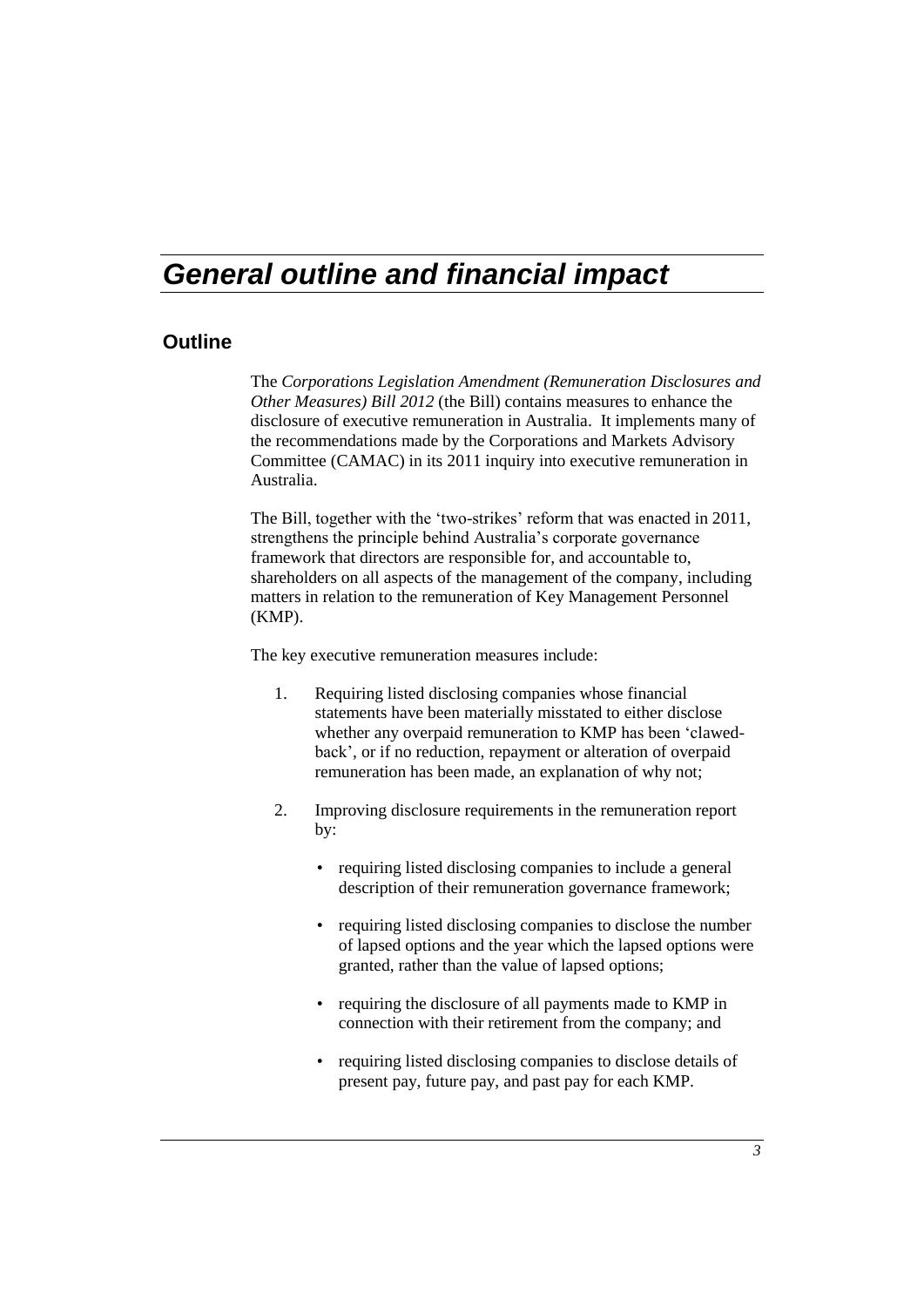# *General outline and financial impact*

## Outline

The *Corporations Legislation Amendment (Remuneration Disclosures and Other Measures) Bill 2012* (the Bill) contains measures to enhance the disclosure of executive remuneration in Australia. It implements many of the recommendations made by the Corporations and Markets Advisory Committee (CAMAC) in its 2011 inquiry into executive remuneration in Australia.

The Bill, together with the 'two-strikes' reform that was enacted in 2011, strengthens the principle behind Australia's corporate governance framework that directors are responsible for, and accountable to, shareholders on all aspects of the management of the company, including matters in relation to the remuneration of Key Management Personnel (KMP).

The key executive remuneration measures include:

1. Requiring listed disclosing companies whose financial statements have been materially misstated to either disclose whether any overpaid remuneration to KMP has been 'clawed-back', or if no reduction, repayment or alteration of overpaid remuneration has been made, an explanation of why not;

2. Improving disclosure requirements in the remuneration report by:

   - requiring listed disclosing companies to include a general description of their remuneration governance framework;

   - requiring listed disclosing companies to disclose the number of lapsed options and the year which the lapsed options were granted, rather than the value of lapsed options;

   - requiring the disclosure of all payments made to KMP in connection with their retirement from the company; and

   - requiring listed disclosing companies to disclose details of present pay, future pay, and past pay for each KMP.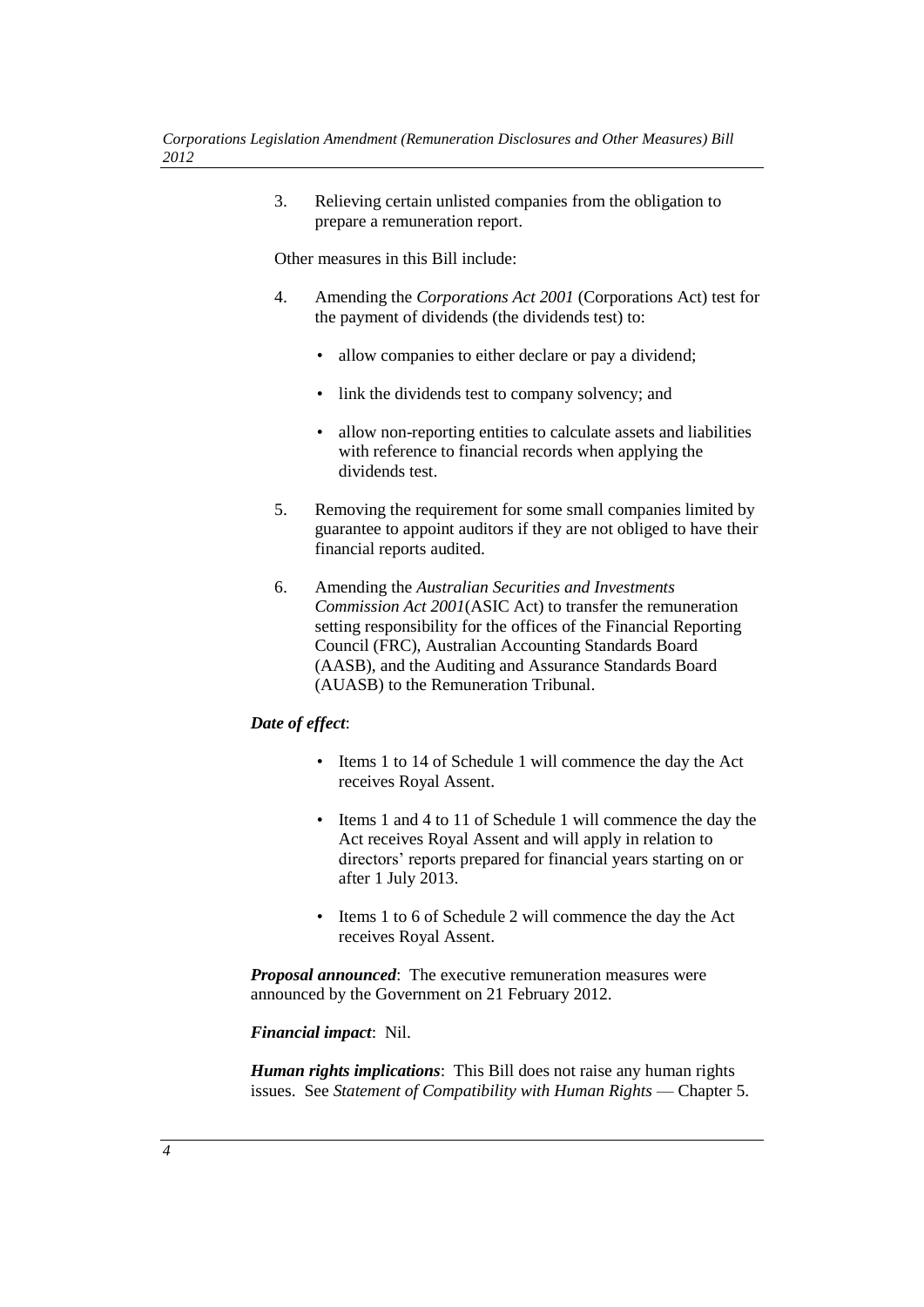3. Relieving certain unlisted companies from the obligation to prepare a remuneration report.

Other measures in this Bill include:

4. Amending the *Corporations Act 2001* (Corporations Act) test for the payment of dividends (the dividends test) to:

   - allow companies to either declare or pay a dividend;
   - link the dividends test to company solvency; and
   - allow non-reporting entities to calculate assets and liabilities with reference to financial records when applying the dividends test.

5. Removing the requirement for some small companies limited by guarantee to appoint auditors if they are not obliged to have their financial reports audited.

6. Amending the *Australian Securities and Investments Commission Act 2001*(ASIC Act) to transfer the remuneration setting responsibility for the offices of the Financial Reporting Council (FRC), Australian Accounting Standards Board (AASB), and the Auditing and Assurance Standards Board (AUASB) to the Remuneration Tribunal.

***Date of effect***:

- Items 1 to 14 of Schedule 1 will commence the day the Act receives Royal Assent.
- Items 1 and 4 to 11 of Schedule 1 will commence the day the Act receives Royal Assent and will apply in relation to directors' reports prepared for financial years starting on or after 1 July 2013.
- Items 1 to 6 of Schedule 2 will commence the day the Act receives Royal Assent.

***Proposal announced***: The executive remuneration measures were announced by the Government on 21 February 2012.

***Financial impact***: Nil.

***Human rights implications***: This Bill does not raise any human rights issues. See *Statement of Compatibility with Human Rights* — Chapter 5.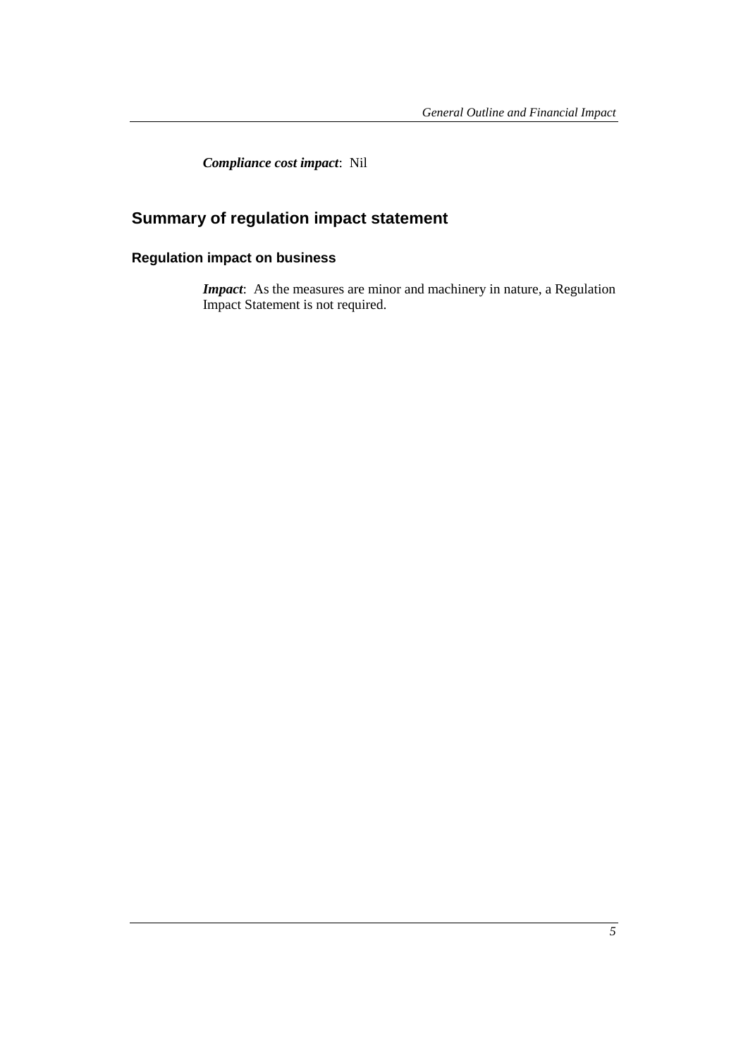***Compliance cost impact***: Nil

## Summary of regulation impact statement

### Regulation impact on business

***Impact***: As the measures are minor and machinery in nature, a Regulation Impact Statement is not required.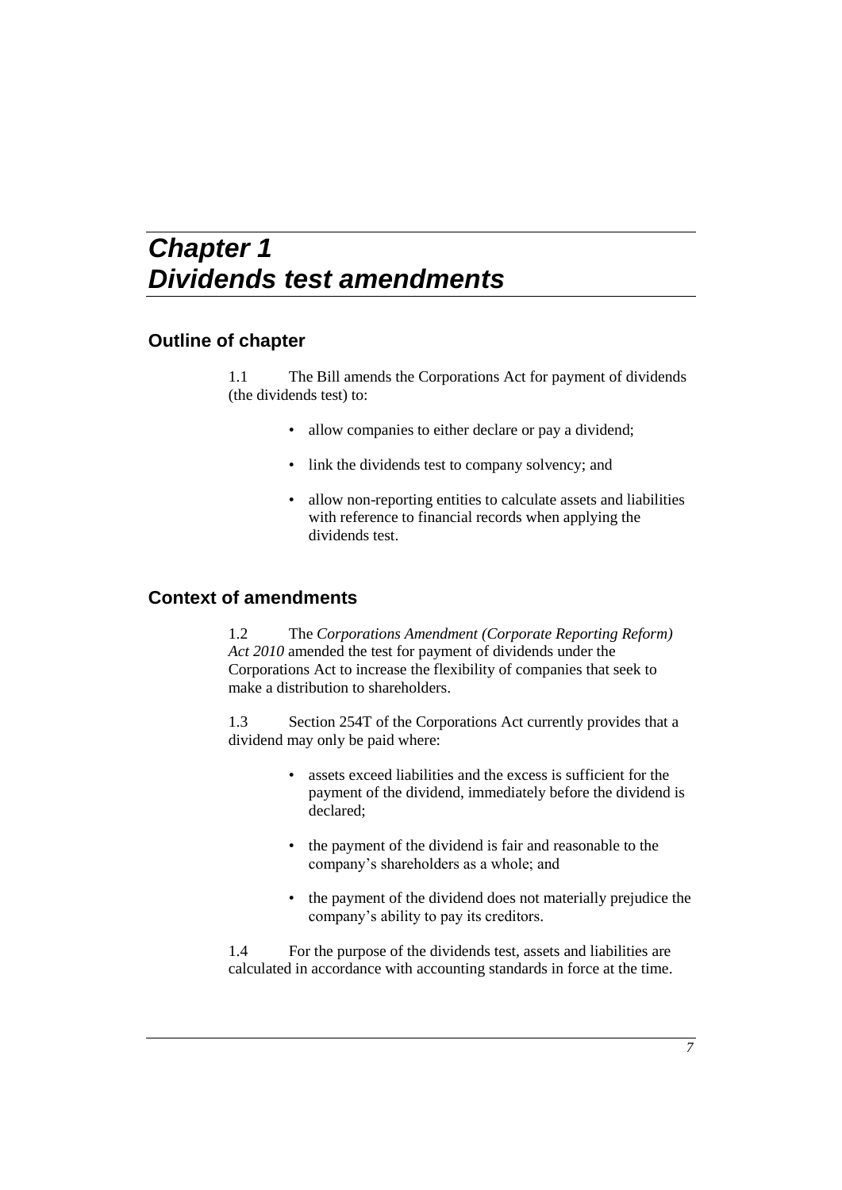# Chapter 1
# Dividends test amendments

## Outline of chapter

1.1 The Bill amends the Corporations Act for payment of dividends (the dividends test) to:

- allow companies to either declare or pay a dividend;
- link the dividends test to company solvency; and
- allow non-reporting entities to calculate assets and liabilities with reference to financial records when applying the dividends test.

## Context of amendments

1.2 The *Corporations Amendment (Corporate Reporting Reform) Act 2010* amended the test for payment of dividends under the Corporations Act to increase the flexibility of companies that seek to make a distribution to shareholders.

1.3 Section 254T of the Corporations Act currently provides that a dividend may only be paid where:

- assets exceed liabilities and the excess is sufficient for the payment of the dividend, immediately before the dividend is declared;
- the payment of the dividend is fair and reasonable to the company's shareholders as a whole; and
- the payment of the dividend does not materially prejudice the company's ability to pay its creditors.

1.4 For the purpose of the dividends test, assets and liabilities are calculated in accordance with accounting standards in force at the time.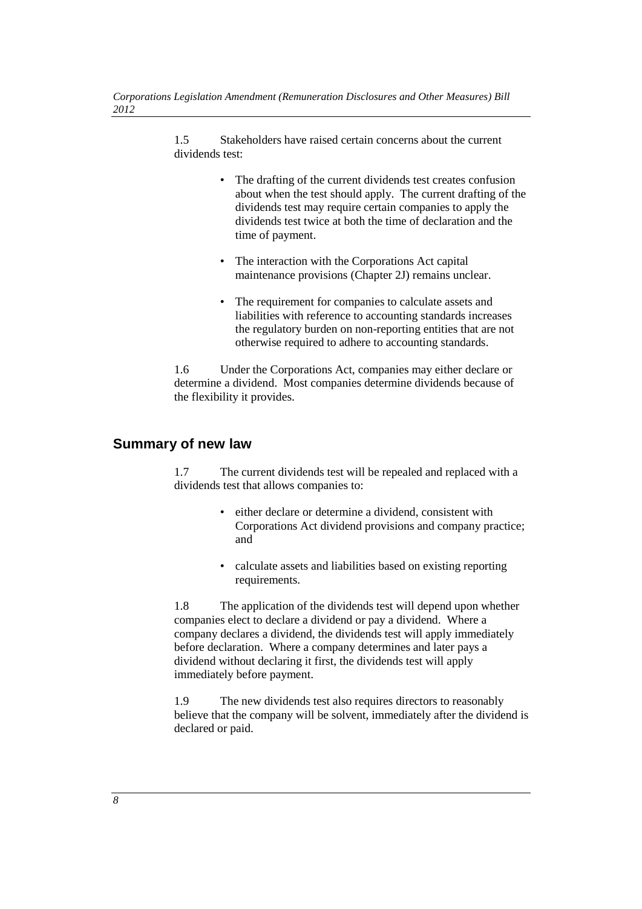1.5 Stakeholders have raised certain concerns about the current dividends test:

- The drafting of the current dividends test creates confusion about when the test should apply. The current drafting of the dividends test may require certain companies to apply the dividends test twice at both the time of declaration and the time of payment.
- The interaction with the Corporations Act capital maintenance provisions (Chapter 2J) remains unclear.
- The requirement for companies to calculate assets and liabilities with reference to accounting standards increases the regulatory burden on non-reporting entities that are not otherwise required to adhere to accounting standards.

1.6 Under the Corporations Act, companies may either declare or determine a dividend. Most companies determine dividends because of the flexibility it provides.

## Summary of new law

1.7 The current dividends test will be repealed and replaced with a dividends test that allows companies to:

- either declare or determine a dividend, consistent with Corporations Act dividend provisions and company practice; and
- calculate assets and liabilities based on existing reporting requirements.

1.8 The application of the dividends test will depend upon whether companies elect to declare a dividend or pay a dividend. Where a company declares a dividend, the dividends test will apply immediately before declaration. Where a company determines and later pays a dividend without declaring it first, the dividends test will apply immediately before payment.

1.9 The new dividends test also requires directors to reasonably believe that the company will be solvent, immediately after the dividend is declared or paid.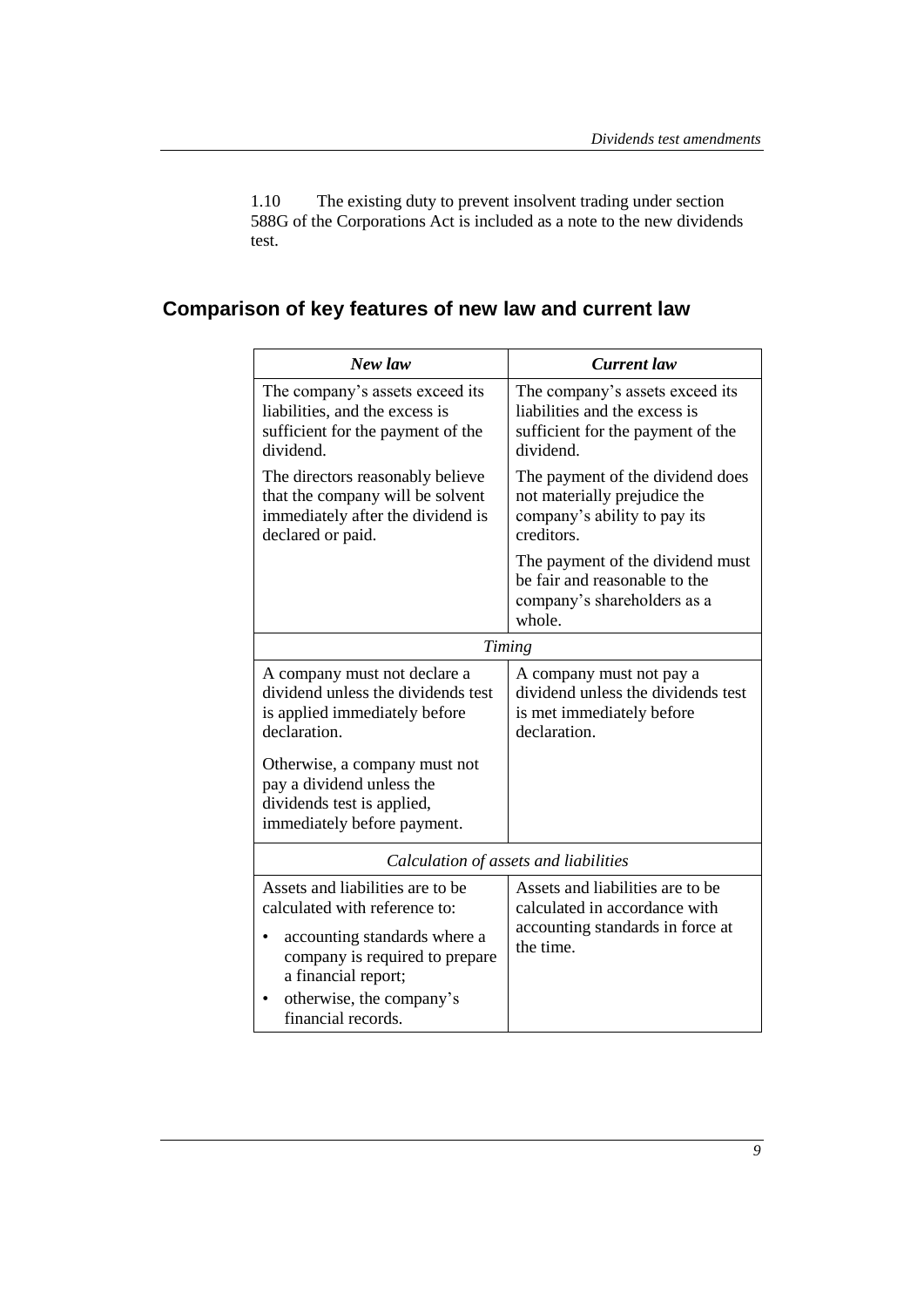1.10 The existing duty to prevent insolvent trading under section 588G of the Corporations Act is included as a note to the new dividends test.

## Comparison of key features of new law and current law

| *New law* | *Current law* |
|---|---|
| The company's assets exceed its liabilities, and the excess is sufficient for the payment of the dividend. | The company's assets exceed its liabilities and the excess is sufficient for the payment of the dividend. |
| The directors reasonably believe that the company will be solvent immediately after the dividend is declared or paid. | The payment of the dividend does not materially prejudice the company's ability to pay its creditors. |
| | The payment of the dividend must be fair and reasonable to the company's shareholders as a whole. |
| *Timing* | |
| A company must not declare a dividend unless the dividends test is applied immediately before declaration. | A company must not pay a dividend unless the dividends test is met immediately before declaration. |
| Otherwise, a company must not pay a dividend unless the dividends test is applied, immediately before payment. | |
| *Calculation of assets and liabilities* | |
| Assets and liabilities are to be calculated with reference to:<br>• accounting standards where a company is required to prepare a financial report;<br>• otherwise, the company's financial records. | Assets and liabilities are to be calculated in accordance with accounting standards in force at the time. |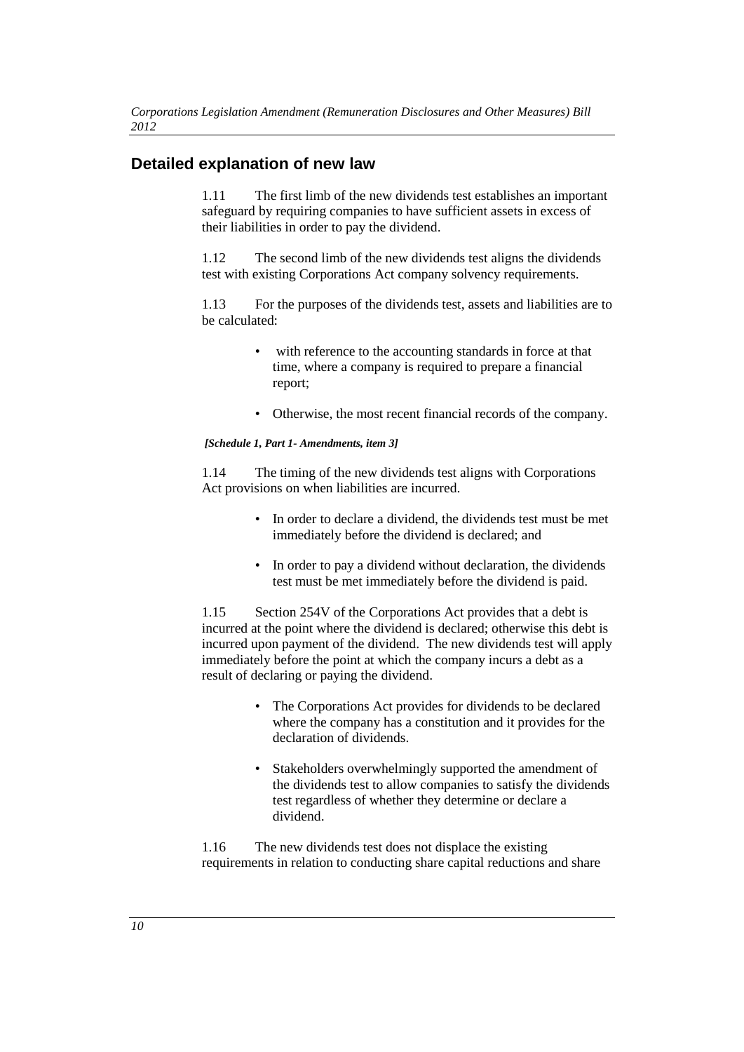## Detailed explanation of new law

1.11 The first limb of the new dividends test establishes an important safeguard by requiring companies to have sufficient assets in excess of their liabilities in order to pay the dividend.

1.12 The second limb of the new dividends test aligns the dividends test with existing Corporations Act company solvency requirements.

1.13 For the purposes of the dividends test, assets and liabilities are to be calculated:

- with reference to the accounting standards in force at that time, where a company is required to prepare a financial report;
- Otherwise, the most recent financial records of the company.

***[Schedule 1, Part 1- Amendments, item 3]***

1.14 The timing of the new dividends test aligns with Corporations Act provisions on when liabilities are incurred.

- In order to declare a dividend, the dividends test must be met immediately before the dividend is declared; and
- In order to pay a dividend without declaration, the dividends test must be met immediately before the dividend is paid.

1.15 Section 254V of the Corporations Act provides that a debt is incurred at the point where the dividend is declared; otherwise this debt is incurred upon payment of the dividend. The new dividends test will apply immediately before the point at which the company incurs a debt as a result of declaring or paying the dividend.

- The Corporations Act provides for dividends to be declared where the company has a constitution and it provides for the declaration of dividends.
- Stakeholders overwhelmingly supported the amendment of the dividends test to allow companies to satisfy the dividends test regardless of whether they determine or declare a dividend.

1.16 The new dividends test does not displace the existing requirements in relation to conducting share capital reductions and share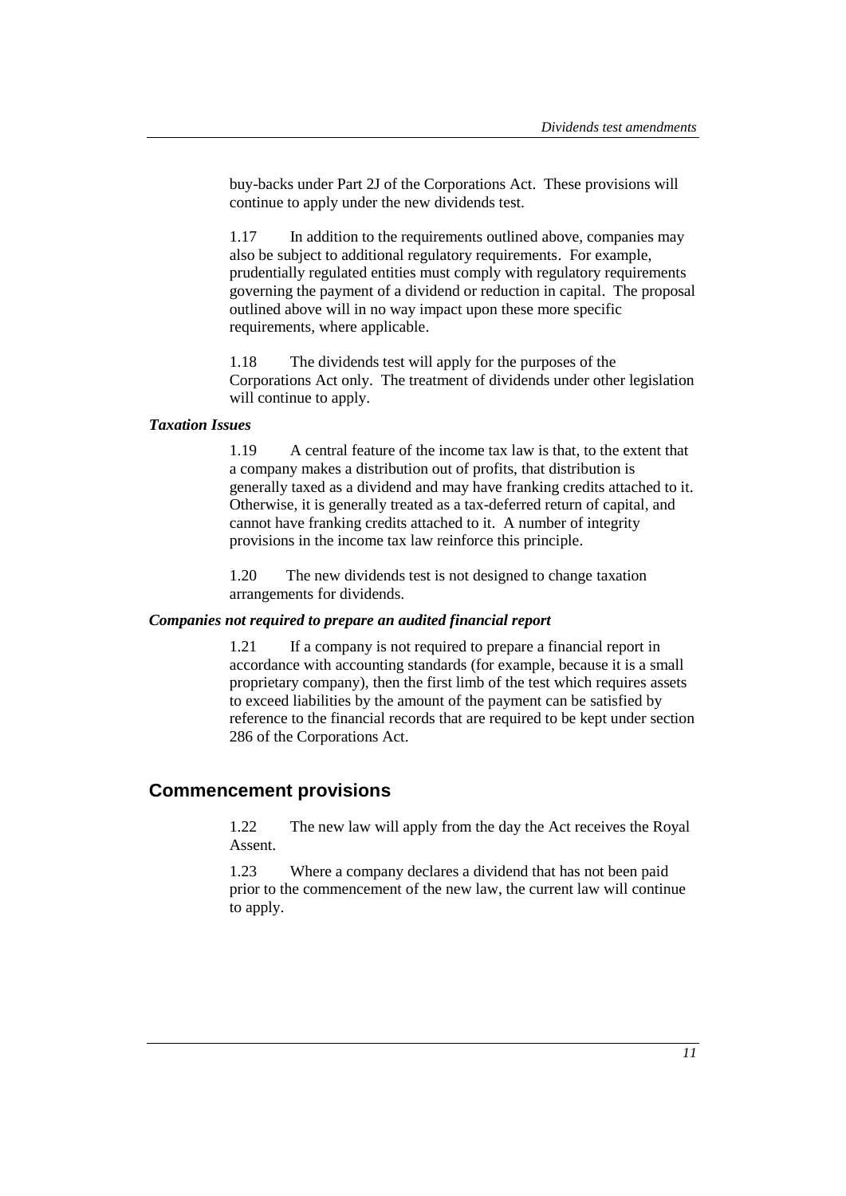buy-backs under Part 2J of the Corporations Act. These provisions will continue to apply under the new dividends test.

1.17 In addition to the requirements outlined above, companies may also be subject to additional regulatory requirements. For example, prudentially regulated entities must comply with regulatory requirements governing the payment of a dividend or reduction in capital. The proposal outlined above will in no way impact upon these more specific requirements, where applicable.

1.18 The dividends test will apply for the purposes of the Corporations Act only. The treatment of dividends under other legislation will continue to apply.

***Taxation Issues***

1.19 A central feature of the income tax law is that, to the extent that a company makes a distribution out of profits, that distribution is generally taxed as a dividend and may have franking credits attached to it. Otherwise, it is generally treated as a tax-deferred return of capital, and cannot have franking credits attached to it. A number of integrity provisions in the income tax law reinforce this principle.

1.20 The new dividends test is not designed to change taxation arrangements for dividends.

***Companies not required to prepare an audited financial report***

1.21 If a company is not required to prepare a financial report in accordance with accounting standards (for example, because it is a small proprietary company), then the first limb of the test which requires assets to exceed liabilities by the amount of the payment can be satisfied by reference to the financial records that are required to be kept under section 286 of the Corporations Act.

## Commencement provisions

1.22 The new law will apply from the day the Act receives the Royal Assent.

1.23 Where a company declares a dividend that has not been paid prior to the commencement of the new law, the current law will continue to apply.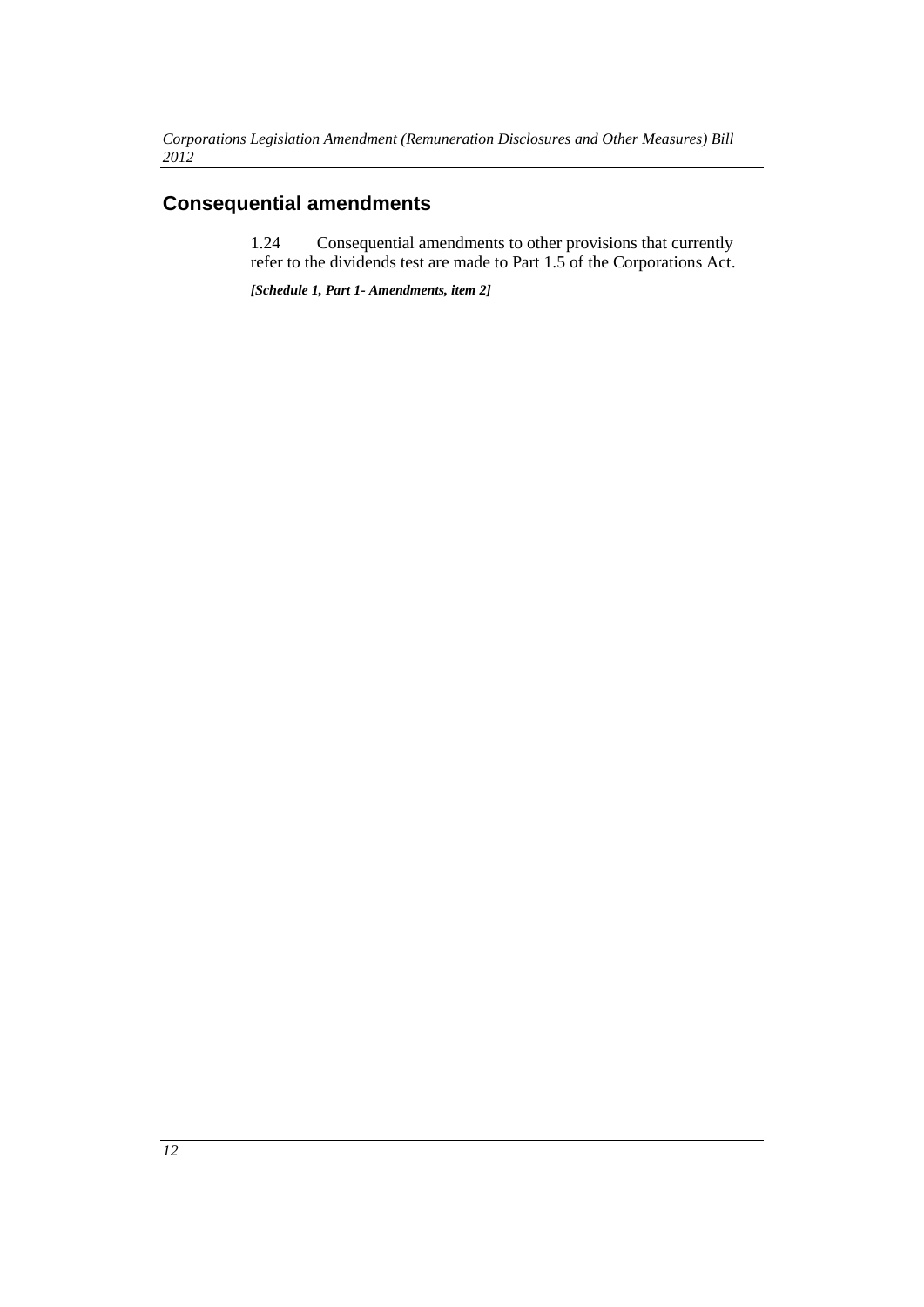## Consequential amendments

1.24 Consequential amendments to other provisions that currently refer to the dividends test are made to Part 1.5 of the Corporations Act.

***[Schedule 1, Part 1- Amendments, item 2]***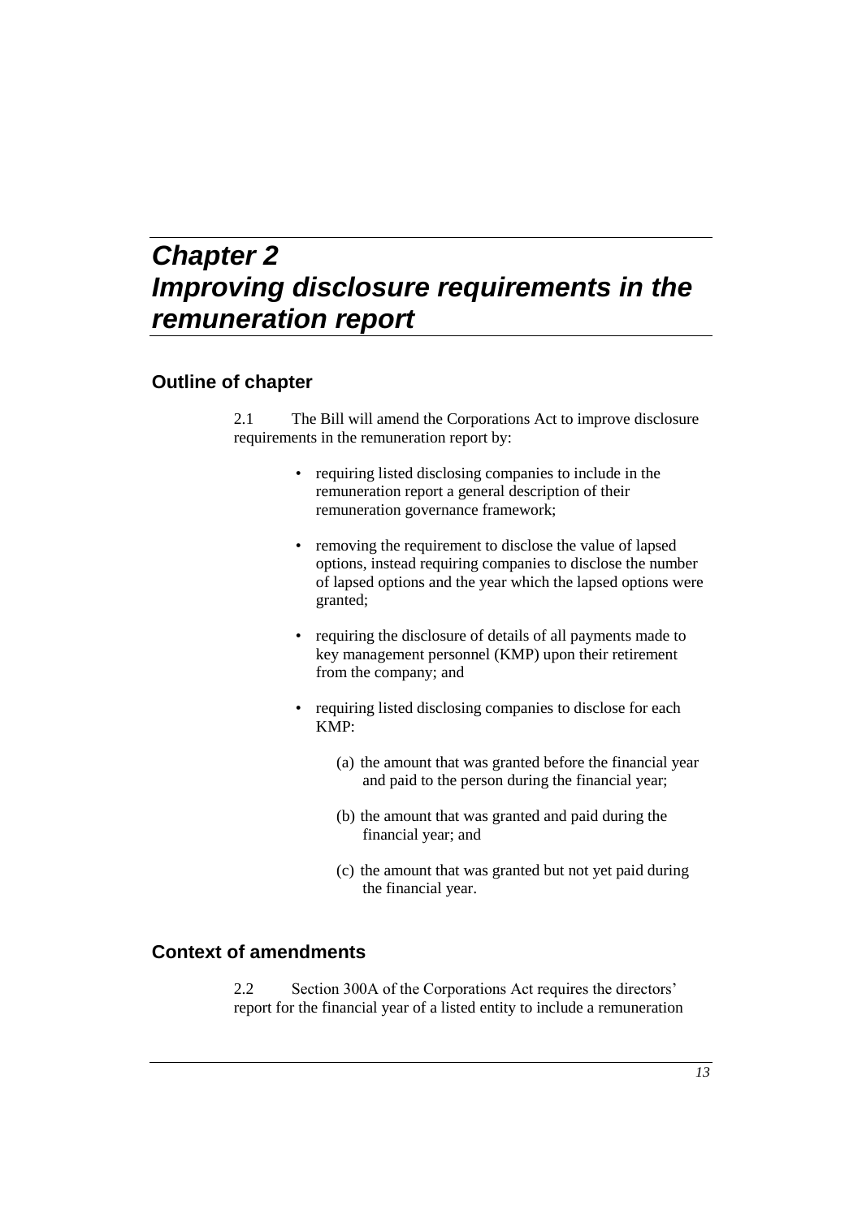# Chapter 2
# Improving disclosure requirements in the remuneration report

## Outline of chapter

2.1 The Bill will amend the Corporations Act to improve disclosure requirements in the remuneration report by:

- requiring listed disclosing companies to include in the remuneration report a general description of their remuneration governance framework;
- removing the requirement to disclose the value of lapsed options, instead requiring companies to disclose the number of lapsed options and the year which the lapsed options were granted;
- requiring the disclosure of details of all payments made to key management personnel (KMP) upon their retirement from the company; and
- requiring listed disclosing companies to disclose for each KMP:
  - (a) the amount that was granted before the financial year and paid to the person during the financial year;
  - (b) the amount that was granted and paid during the financial year; and
  - (c) the amount that was granted but not yet paid during the financial year.

## Context of amendments

2.2 Section 300A of the Corporations Act requires the directors' report for the financial year of a listed entity to include a remuneration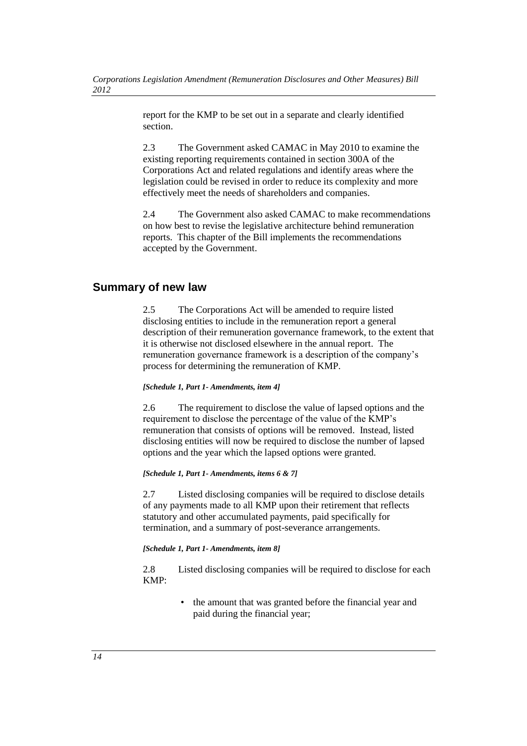report for the KMP to be set out in a separate and clearly identified section.

2.3 The Government asked CAMAC in May 2010 to examine the existing reporting requirements contained in section 300A of the Corporations Act and related regulations and identify areas where the legislation could be revised in order to reduce its complexity and more effectively meet the needs of shareholders and companies.

2.4 The Government also asked CAMAC to make recommendations on how best to revise the legislative architecture behind remuneration reports. This chapter of the Bill implements the recommendations accepted by the Government.

## Summary of new law

2.5 The Corporations Act will be amended to require listed disclosing entities to include in the remuneration report a general description of their remuneration governance framework, to the extent that it is otherwise not disclosed elsewhere in the annual report. The remuneration governance framework is a description of the company's process for determining the remuneration of KMP.

***[Schedule 1, Part 1- Amendments, item 4]***

2.6 The requirement to disclose the value of lapsed options and the requirement to disclose the percentage of the value of the KMP's remuneration that consists of options will be removed. Instead, listed disclosing entities will now be required to disclose the number of lapsed options and the year which the lapsed options were granted.

***[Schedule 1, Part 1- Amendments, items 6 & 7]***

2.7 Listed disclosing companies will be required to disclose details of any payments made to all KMP upon their retirement that reflects statutory and other accumulated payments, paid specifically for termination, and a summary of post-severance arrangements.

***[Schedule 1, Part 1- Amendments, item 8]***

2.8 Listed disclosing companies will be required to disclose for each KMP:

- the amount that was granted before the financial year and paid during the financial year;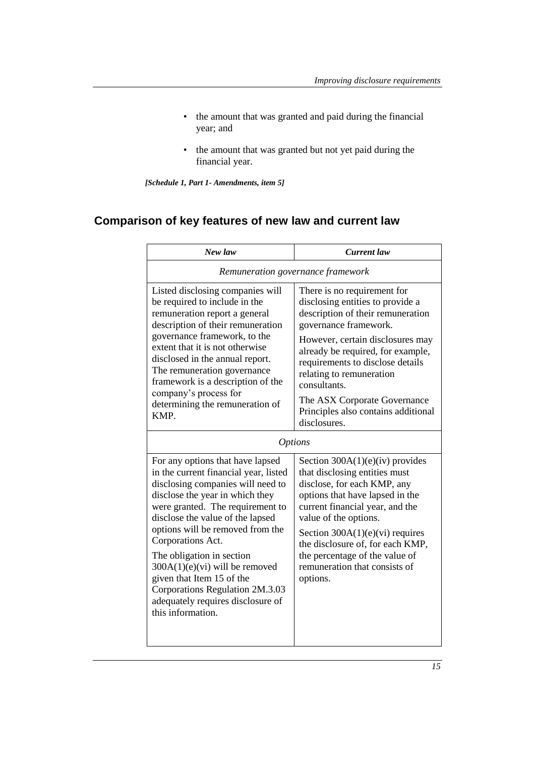- the amount that was granted and paid during the financial year; and
- the amount that was granted but not yet paid during the financial year.

***[Schedule 1, Part 1- Amendments, item 5]***

## Comparison of key features of new law and current law

| *New law* | *Current law* |
|---|---|
| *Remuneration governance framework* | |
| Listed disclosing companies will be required to include in the remuneration report a general description of their remuneration governance framework, to the extent that it is not otherwise disclosed in the annual report. The remuneration governance framework is a description of the company's process for determining the remuneration of KMP. | There is no requirement for disclosing entities to provide a description of their remuneration governance framework.<br><br>However, certain disclosures may already be required, for example, requirements to disclose details relating to remuneration consultants.<br><br>The ASX Corporate Governance Principles also contains additional disclosures. |
| *Options* | |
| For any options that have lapsed in the current financial year, listed disclosing companies will need to disclose the year in which they were granted. The requirement to disclose the value of the lapsed options will be removed from the Corporations Act.<br><br>The obligation in section 300A(1)(e)(vi) will be removed given that Item 15 of the Corporations Regulation 2M.3.03 adequately requires disclosure of this information. | Section 300A(1)(e)(iv) provides that disclosing entities must disclose, for each KMP, any options that have lapsed in the current financial year, and the value of the options.<br><br>Section 300A(1)(e)(vi) requires the disclosure of, for each KMP, the percentage of the value of remuneration that consists of options. |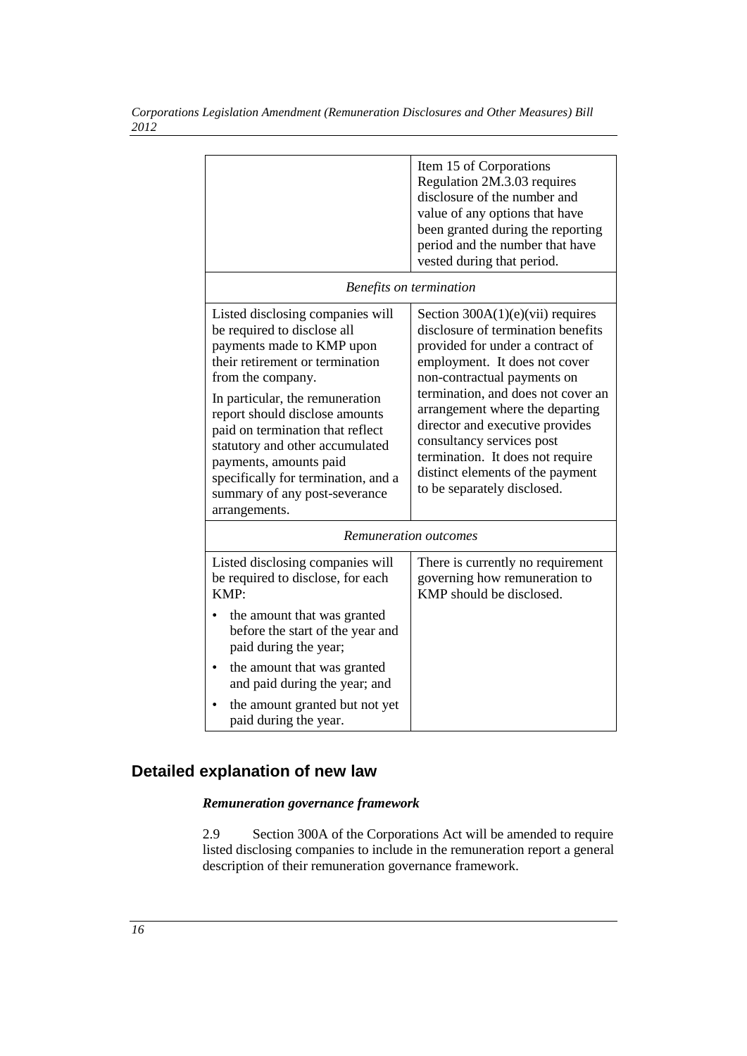| | |
|---|---|
| | Item 15 of Corporations Regulation 2M.3.03 requires disclosure of the number and value of any options that have been granted during the reporting period and the number that have vested during that period. |
| *Benefits on termination* | |
| Listed disclosing companies will be required to disclose all payments made to KMP upon their retirement or termination from the company.<br><br>In particular, the remuneration report should disclose amounts paid on termination that reflect statutory and other accumulated payments, amounts paid specifically for termination, and a summary of any post-severance arrangements. | Section 300A(1)(e)(vii) requires disclosure of termination benefits provided for under a contract of employment. It does not cover non-contractual payments on termination, and does not cover an arrangement where the departing director and executive provides consultancy services post termination. It does not require distinct elements of the payment to be separately disclosed. |
| *Remuneration outcomes* | |
| Listed disclosing companies will be required to disclose, for each KMP:<br>• the amount that was granted before the start of the year and paid during the year;<br>• the amount that was granted and paid during the year; and<br>• the amount granted but not yet paid during the year. | There is currently no requirement governing how remuneration to KMP should be disclosed. |

## Detailed explanation of new law

### *Remuneration governance framework*

2.9 Section 300A of the Corporations Act will be amended to require listed disclosing companies to include in the remuneration report a general description of their remuneration governance framework.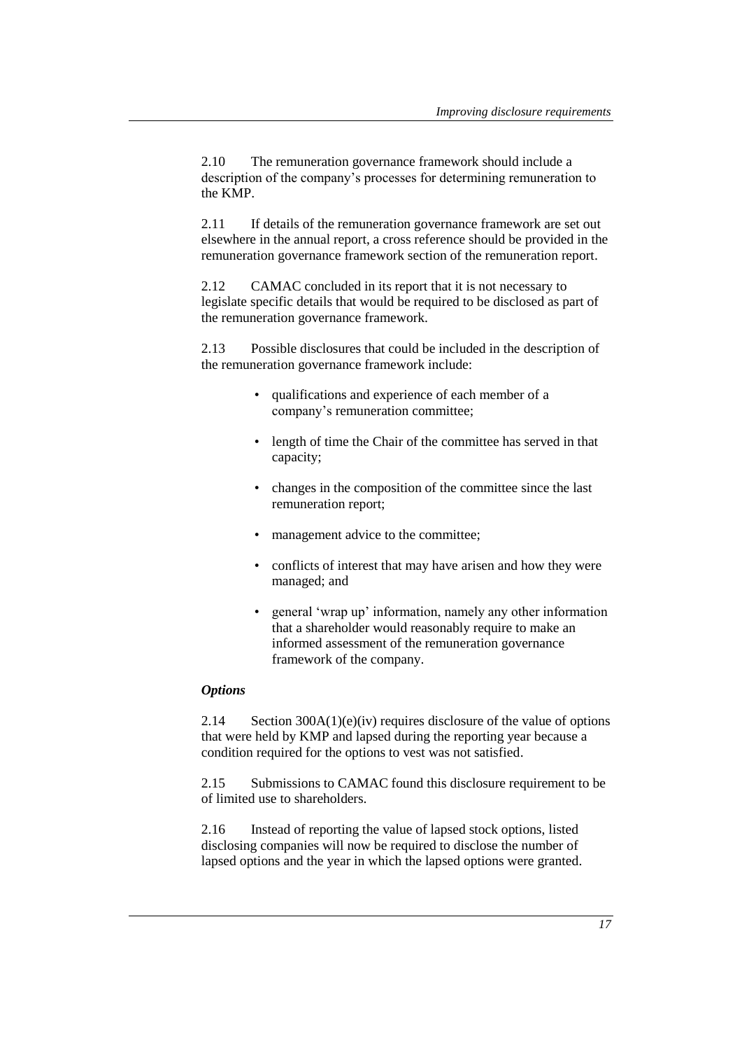2.10 The remuneration governance framework should include a description of the company's processes for determining remuneration to the KMP.

2.11 If details of the remuneration governance framework are set out elsewhere in the annual report, a cross reference should be provided in the remuneration governance framework section of the remuneration report.

2.12 CAMAC concluded in its report that it is not necessary to legislate specific details that would be required to be disclosed as part of the remuneration governance framework.

2.13 Possible disclosures that could be included in the description of the remuneration governance framework include:

- qualifications and experience of each member of a company's remuneration committee;
- length of time the Chair of the committee has served in that capacity;
- changes in the composition of the committee since the last remuneration report;
- management advice to the committee;
- conflicts of interest that may have arisen and how they were managed; and
- general 'wrap up' information, namely any other information that a shareholder would reasonably require to make an informed assessment of the remuneration governance framework of the company.

### *Options*

2.14 Section 300A(1)(e)(iv) requires disclosure of the value of options that were held by KMP and lapsed during the reporting year because a condition required for the options to vest was not satisfied.

2.15 Submissions to CAMAC found this disclosure requirement to be of limited use to shareholders.

2.16 Instead of reporting the value of lapsed stock options, listed disclosing companies will now be required to disclose the number of lapsed options and the year in which the lapsed options were granted.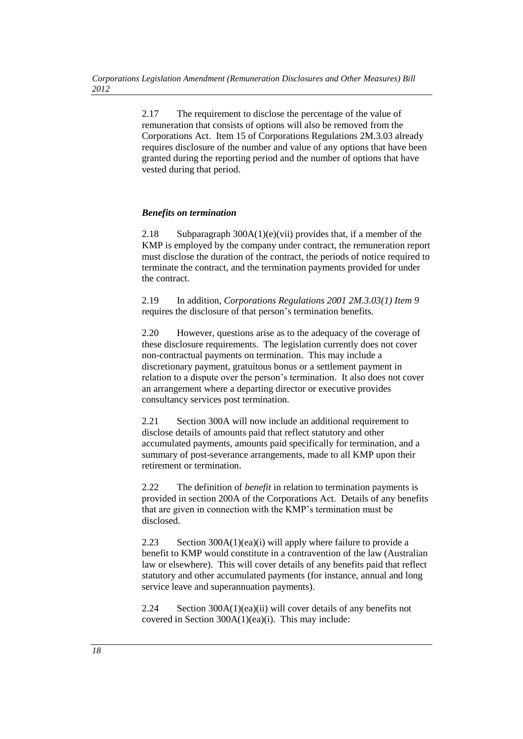2.17 The requirement to disclose the percentage of the value of remuneration that consists of options will also be removed from the Corporations Act. Item 15 of Corporations Regulations 2M.3.03 already requires disclosure of the number and value of any options that have been granted during the reporting period and the number of options that have vested during that period.

### *Benefits on termination*

2.18 Subparagraph 300A(1)(e)(vii) provides that, if a member of the KMP is employed by the company under contract, the remuneration report must disclose the duration of the contract, the periods of notice required to terminate the contract, and the termination payments provided for under the contract.

2.19 In addition, *Corporations Regulations 2001 2M.3.03(1) Item 9* requires the disclosure of that person's termination benefits.

2.20 However, questions arise as to the adequacy of the coverage of these disclosure requirements. The legislation currently does not cover non-contractual payments on termination. This may include a discretionary payment, gratuitous bonus or a settlement payment in relation to a dispute over the person's termination. It also does not cover an arrangement where a departing director or executive provides consultancy services post termination.

2.21 Section 300A will now include an additional requirement to disclose details of amounts paid that reflect statutory and other accumulated payments, amounts paid specifically for termination, and a summary of post-severance arrangements, made to all KMP upon their retirement or termination.

2.22 The definition of *benefit* in relation to termination payments is provided in section 200A of the Corporations Act. Details of any benefits that are given in connection with the KMP's termination must be disclosed.

2.23 Section 300A(1)(ea)(i) will apply where failure to provide a benefit to KMP would constitute in a contravention of the law (Australian law or elsewhere). This will cover details of any benefits paid that reflect statutory and other accumulated payments (for instance, annual and long service leave and superannuation payments).

2.24 Section 300A(1)(ea)(ii) will cover details of any benefits not covered in Section 300A(1)(ea)(i). This may include: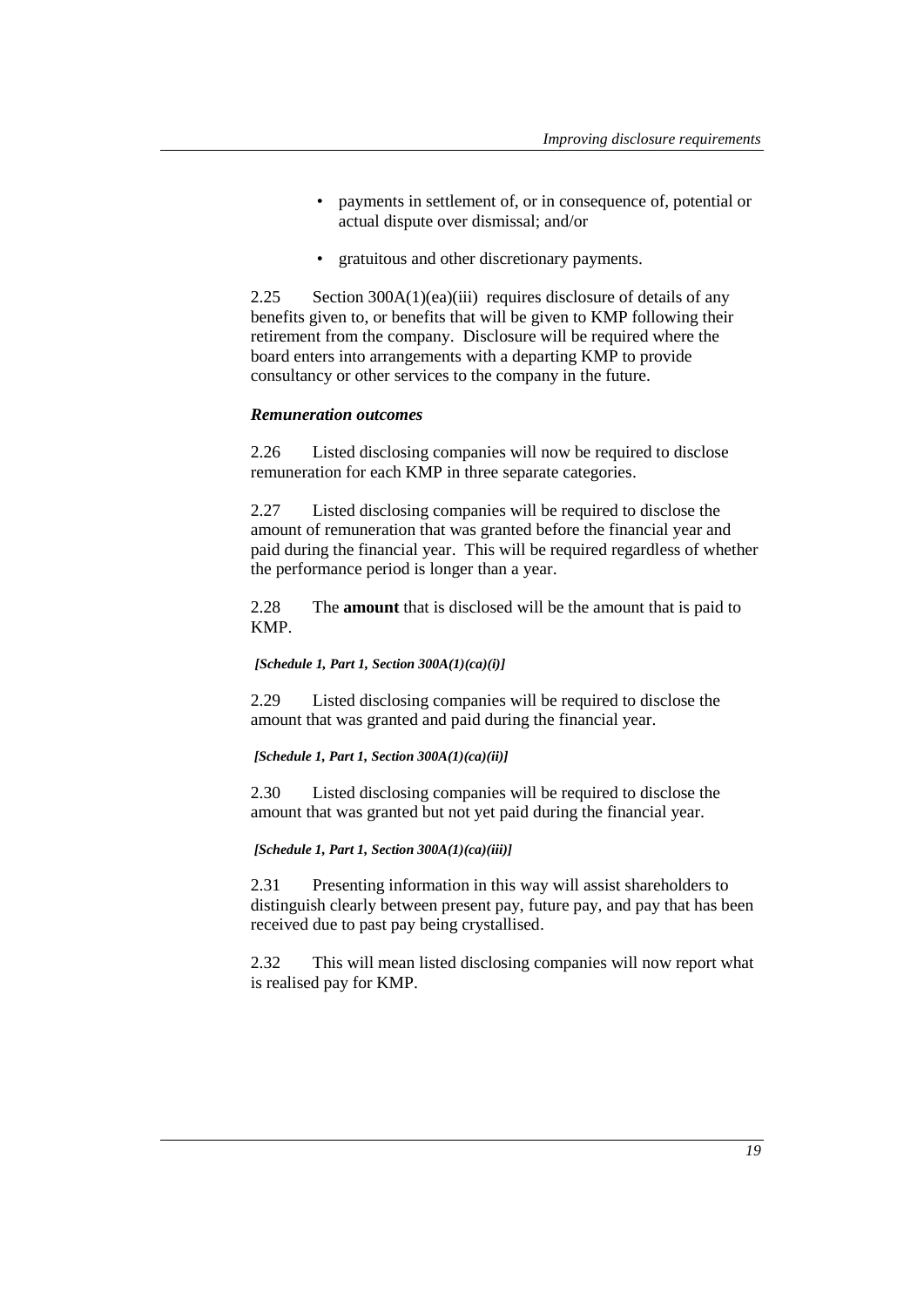- payments in settlement of, or in consequence of, potential or actual dispute over dismissal; and/or
- gratuitous and other discretionary payments.

2.25 Section 300A(1)(ea)(iii) requires disclosure of details of any benefits given to, or benefits that will be given to KMP following their retirement from the company. Disclosure will be required where the board enters into arrangements with a departing KMP to provide consultancy or other services to the company in the future.

***Remuneration outcomes***

2.26 Listed disclosing companies will now be required to disclose remuneration for each KMP in three separate categories.

2.27 Listed disclosing companies will be required to disclose the amount of remuneration that was granted before the financial year and paid during the financial year. This will be required regardless of whether the performance period is longer than a year.

2.28 The **amount** that is disclosed will be the amount that is paid to KMP.

***[Schedule 1, Part 1, Section 300A(1)(ca)(i)]***

2.29 Listed disclosing companies will be required to disclose the amount that was granted and paid during the financial year.

***[Schedule 1, Part 1, Section 300A(1)(ca)(ii)]***

2.30 Listed disclosing companies will be required to disclose the amount that was granted but not yet paid during the financial year.

***[Schedule 1, Part 1, Section 300A(1)(ca)(iii)]***

2.31 Presenting information in this way will assist shareholders to distinguish clearly between present pay, future pay, and pay that has been received due to past pay being crystallised.

2.32 This will mean listed disclosing companies will now report what is realised pay for KMP.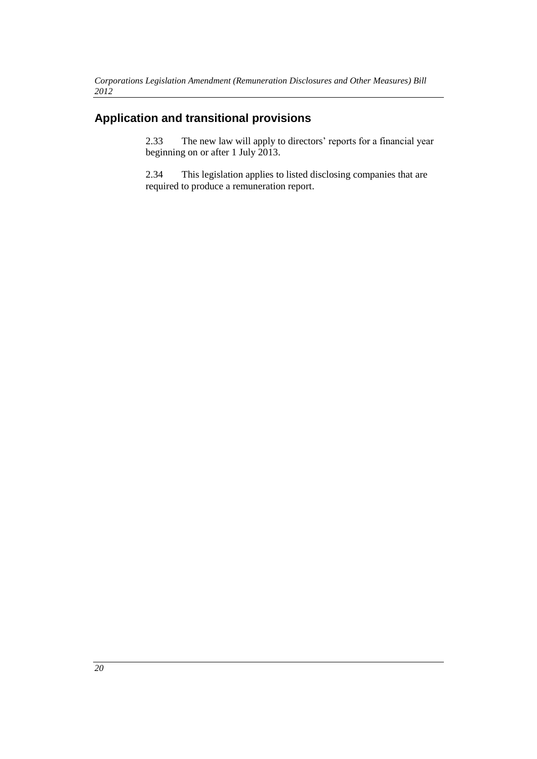## Application and transitional provisions

2.33 The new law will apply to directors' reports for a financial year beginning on or after 1 July 2013.

2.34 This legislation applies to listed disclosing companies that are required to produce a remuneration report.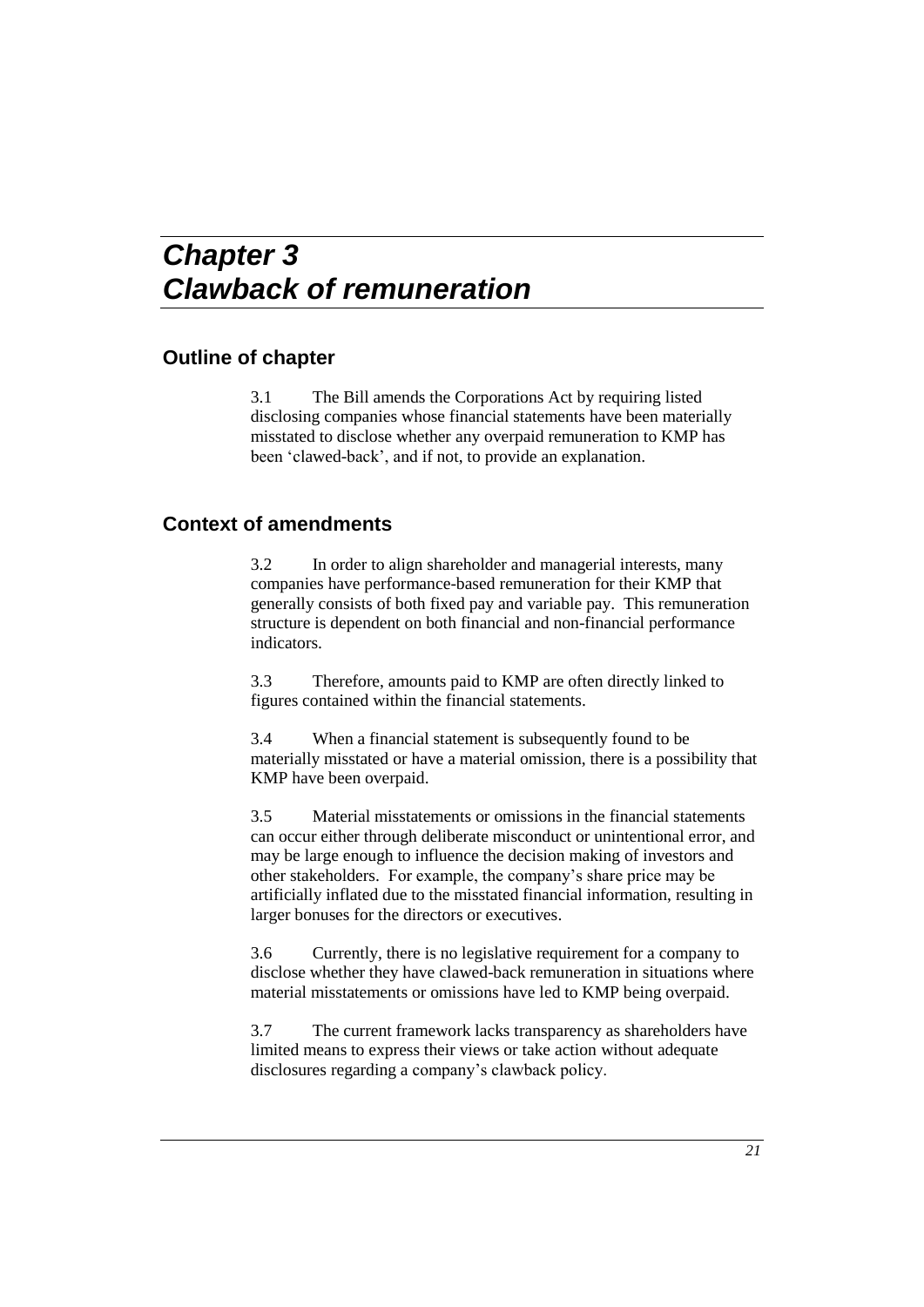# *Chapter 3*
# *Clawback of remuneration*

## Outline of chapter

3.1 The Bill amends the Corporations Act by requiring listed disclosing companies whose financial statements have been materially misstated to disclose whether any overpaid remuneration to KMP has been 'clawed-back', and if not, to provide an explanation.

## Context of amendments

3.2 In order to align shareholder and managerial interests, many companies have performance-based remuneration for their KMP that generally consists of both fixed pay and variable pay. This remuneration structure is dependent on both financial and non-financial performance indicators.

3.3 Therefore, amounts paid to KMP are often directly linked to figures contained within the financial statements.

3.4 When a financial statement is subsequently found to be materially misstated or have a material omission, there is a possibility that KMP have been overpaid.

3.5 Material misstatements or omissions in the financial statements can occur either through deliberate misconduct or unintentional error, and may be large enough to influence the decision making of investors and other stakeholders. For example, the company's share price may be artificially inflated due to the misstated financial information, resulting in larger bonuses for the directors or executives.

3.6 Currently, there is no legislative requirement for a company to disclose whether they have clawed-back remuneration in situations where material misstatements or omissions have led to KMP being overpaid.

3.7 The current framework lacks transparency as shareholders have limited means to express their views or take action without adequate disclosures regarding a company's clawback policy.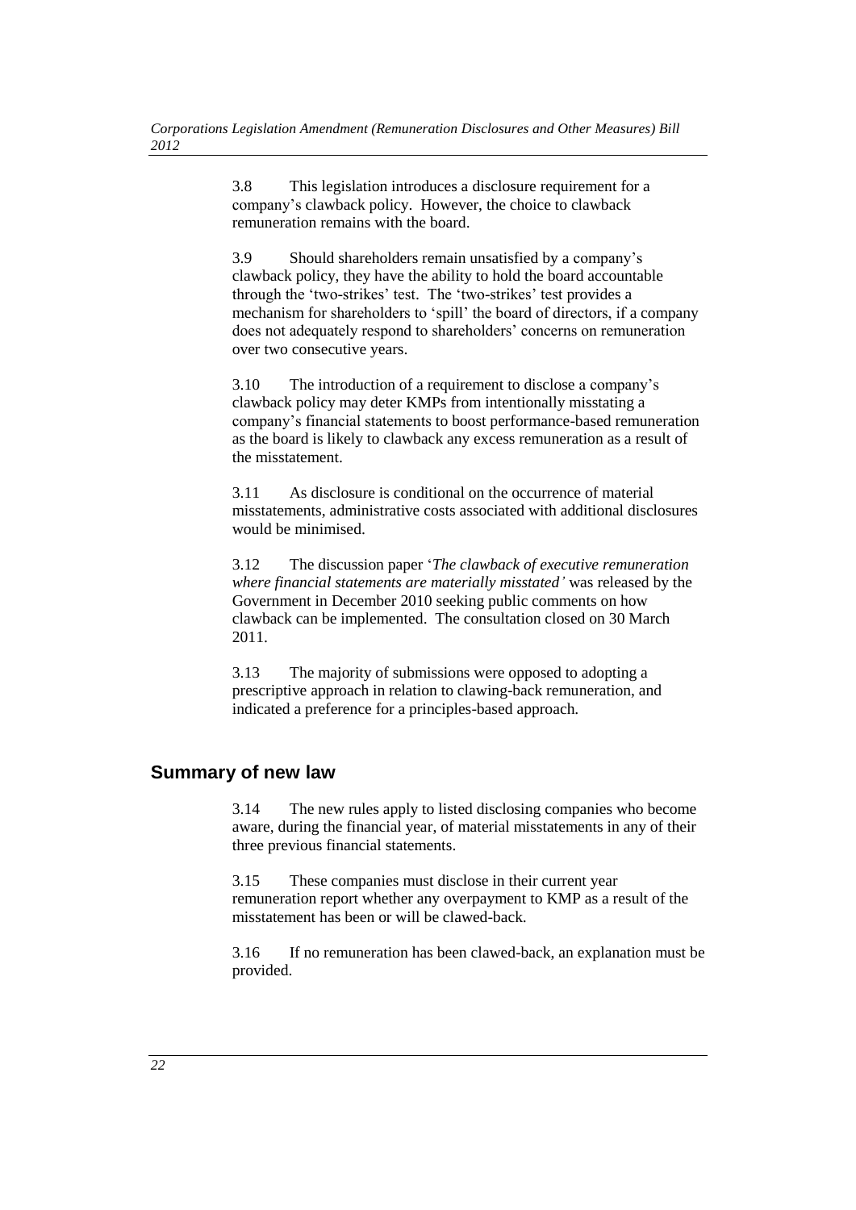3.8 This legislation introduces a disclosure requirement for a company's clawback policy. However, the choice to clawback remuneration remains with the board.

3.9 Should shareholders remain unsatisfied by a company's clawback policy, they have the ability to hold the board accountable through the 'two-strikes' test. The 'two-strikes' test provides a mechanism for shareholders to 'spill' the board of directors, if a company does not adequately respond to shareholders' concerns on remuneration over two consecutive years.

3.10 The introduction of a requirement to disclose a company's clawback policy may deter KMPs from intentionally misstating a company's financial statements to boost performance-based remuneration as the board is likely to clawback any excess remuneration as a result of the misstatement.

3.11 As disclosure is conditional on the occurrence of material misstatements, administrative costs associated with additional disclosures would be minimised.

3.12 The discussion paper '*The clawback of executive remuneration where financial statements are materially misstated'* was released by the Government in December 2010 seeking public comments on how clawback can be implemented. The consultation closed on 30 March 2011.

3.13 The majority of submissions were opposed to adopting a prescriptive approach in relation to clawing-back remuneration, and indicated a preference for a principles-based approach.

## Summary of new law

3.14 The new rules apply to listed disclosing companies who become aware, during the financial year, of material misstatements in any of their three previous financial statements.

3.15 These companies must disclose in their current year remuneration report whether any overpayment to KMP as a result of the misstatement has been or will be clawed-back.

3.16 If no remuneration has been clawed-back, an explanation must be provided.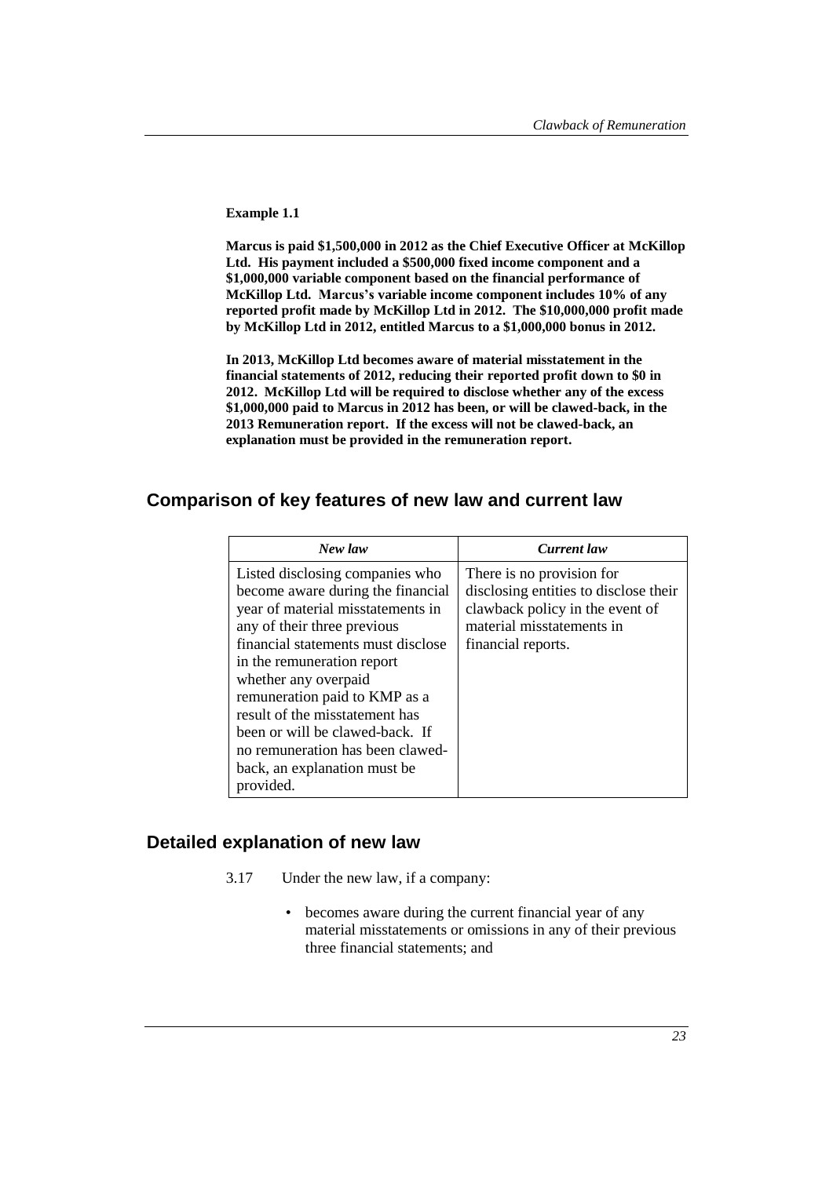**Example 1.1**

**Marcus is paid $1,500,000 in 2012 as the Chief Executive Officer at McKillop Ltd. His payment included a $500,000 fixed income component and a $1,000,000 variable component based on the financial performance of McKillop Ltd. Marcus's variable income component includes 10% of any reported profit made by McKillop Ltd in 2012. The $10,000,000 profit made by McKillop Ltd in 2012, entitled Marcus to a $1,000,000 bonus in 2012.**

**In 2013, McKillop Ltd becomes aware of material misstatement in the financial statements of 2012, reducing their reported profit down to $0 in 2012. McKillop Ltd will be required to disclose whether any of the excess $1,000,000 paid to Marcus in 2012 has been, or will be clawed-back, in the 2013 Remuneration report. If the excess will not be clawed-back, an explanation must be provided in the remuneration report.**

## Comparison of key features of new law and current law

| *New law* | *Current law* |
|---|---|
| Listed disclosing companies who become aware during the financial year of material misstatements in any of their three previous financial statements must disclose in the remuneration report whether any overpaid remuneration paid to KMP as a result of the misstatement has been or will be clawed-back. If no remuneration has been clawed-back, an explanation must be provided. | There is no provision for disclosing entities to disclose their clawback policy in the event of material misstatements in financial reports. |

## Detailed explanation of new law

3.17 Under the new law, if a company:

- becomes aware during the current financial year of any material misstatements or omissions in any of their previous three financial statements; and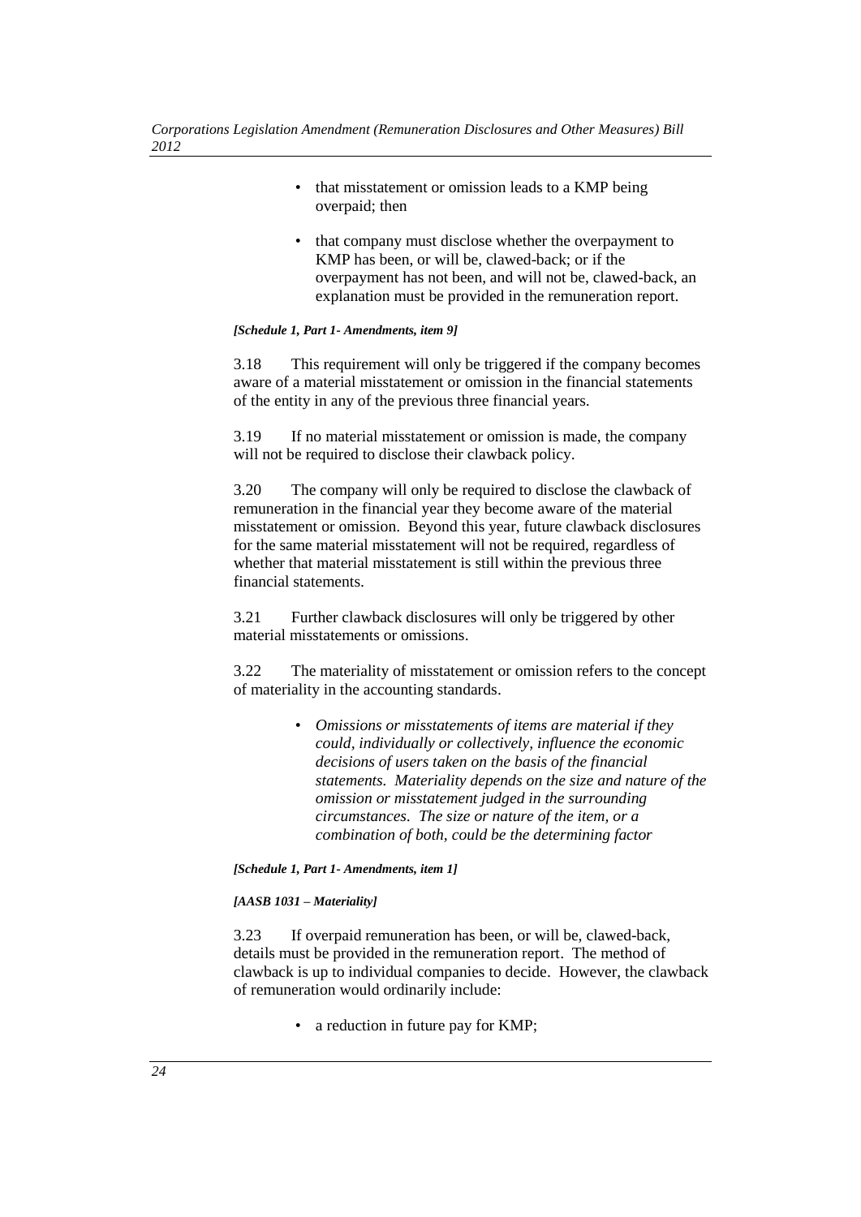- that misstatement or omission leads to a KMP being overpaid; then
- that company must disclose whether the overpayment to KMP has been, or will be, clawed-back; or if the overpayment has not been, and will not be, clawed-back, an explanation must be provided in the remuneration report.

***[Schedule 1, Part 1- Amendments, item 9]***

3.18 This requirement will only be triggered if the company becomes aware of a material misstatement or omission in the financial statements of the entity in any of the previous three financial years.

3.19 If no material misstatement or omission is made, the company will not be required to disclose their clawback policy.

3.20 The company will only be required to disclose the clawback of remuneration in the financial year they become aware of the material misstatement or omission. Beyond this year, future clawback disclosures for the same material misstatement will not be required, regardless of whether that material misstatement is still within the previous three financial statements.

3.21 Further clawback disclosures will only be triggered by other material misstatements or omissions.

3.22 The materiality of misstatement or omission refers to the concept of materiality in the accounting standards.

- *Omissions or misstatements of items are material if they could, individually or collectively, influence the economic decisions of users taken on the basis of the financial statements. Materiality depends on the size and nature of the omission or misstatement judged in the surrounding circumstances. The size or nature of the item, or a combination of both, could be the determining factor*

***[Schedule 1, Part 1- Amendments, item 1]***

***[AASB 1031 – Materiality]***

3.23 If overpaid remuneration has been, or will be, clawed-back, details must be provided in the remuneration report. The method of clawback is up to individual companies to decide. However, the clawback of remuneration would ordinarily include:

- a reduction in future pay for KMP;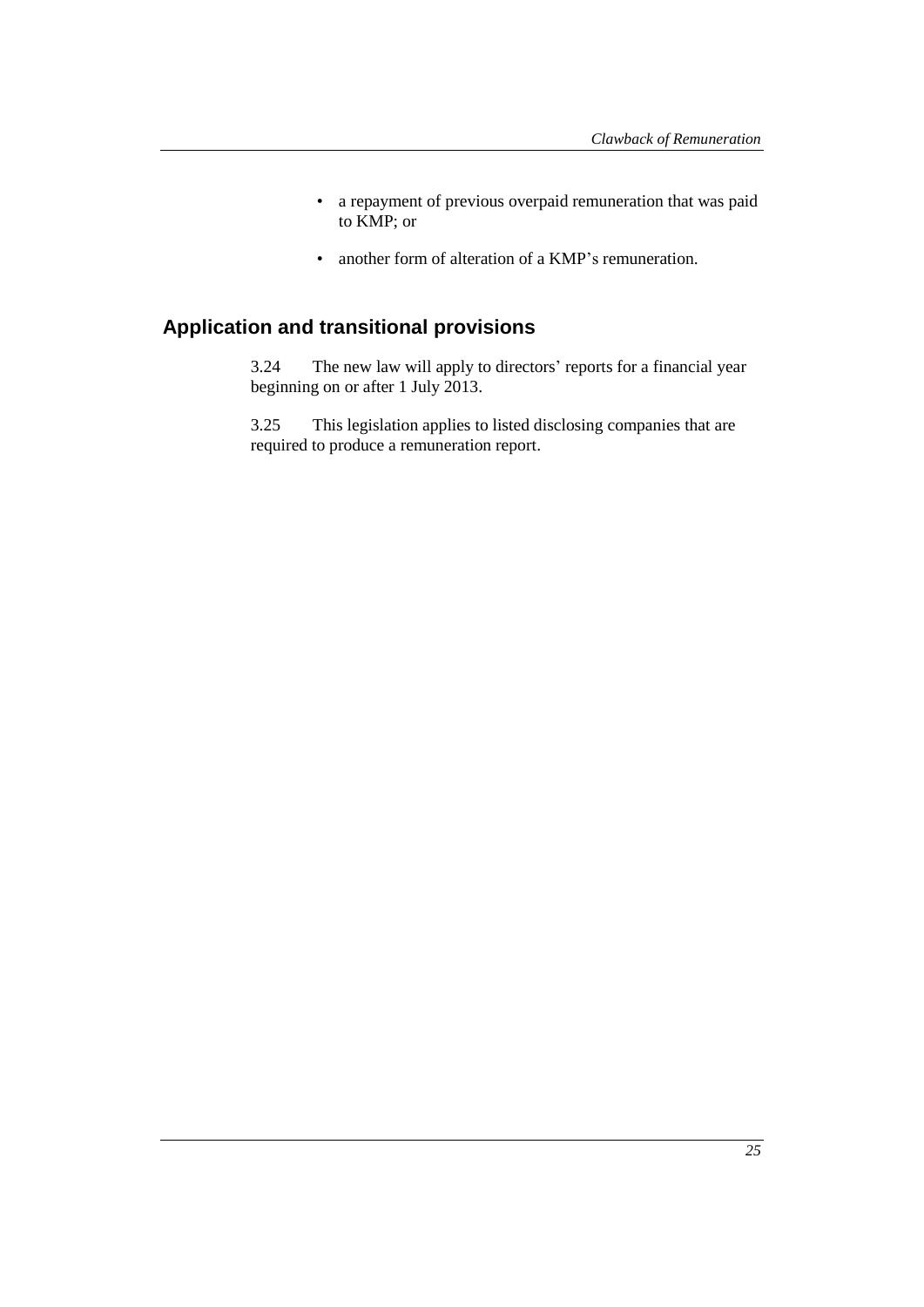- a repayment of previous overpaid remuneration that was paid to KMP; or
- another form of alteration of a KMP's remuneration.

## Application and transitional provisions

3.24 The new law will apply to directors' reports for a financial year beginning on or after 1 July 2013.

3.25 This legislation applies to listed disclosing companies that are required to produce a remuneration report.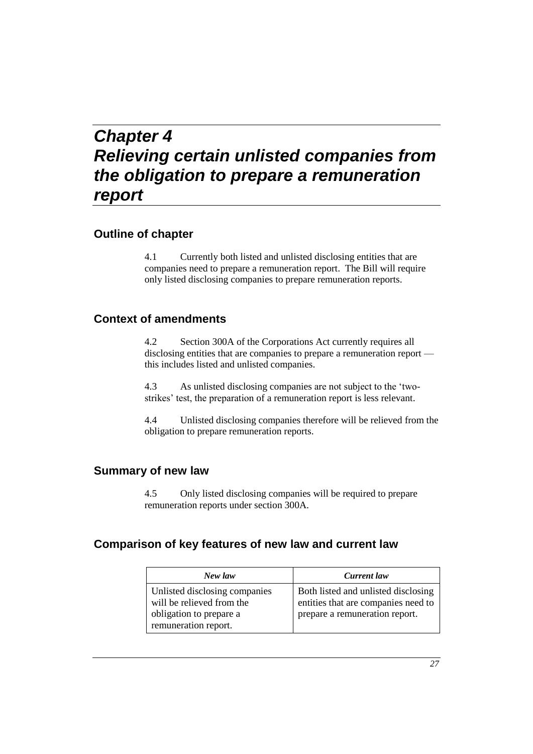# *Chapter 4*
# *Relieving certain unlisted companies from the obligation to prepare a remuneration report*

## Outline of chapter

4.1 Currently both listed and unlisted disclosing entities that are companies need to prepare a remuneration report. The Bill will require only listed disclosing companies to prepare remuneration reports.

## Context of amendments

4.2 Section 300A of the Corporations Act currently requires all disclosing entities that are companies to prepare a remuneration report — this includes listed and unlisted companies.

4.3 As unlisted disclosing companies are not subject to the 'two-strikes' test, the preparation of a remuneration report is less relevant.

4.4 Unlisted disclosing companies therefore will be relieved from the obligation to prepare remuneration reports.

## Summary of new law

4.5 Only listed disclosing companies will be required to prepare remuneration reports under section 300A.

## Comparison of key features of new law and current law

| *New law* | *Current law* |
|---|---|
| Unlisted disclosing companies will be relieved from the obligation to prepare a remuneration report. | Both listed and unlisted disclosing entities that are companies need to prepare a remuneration report. |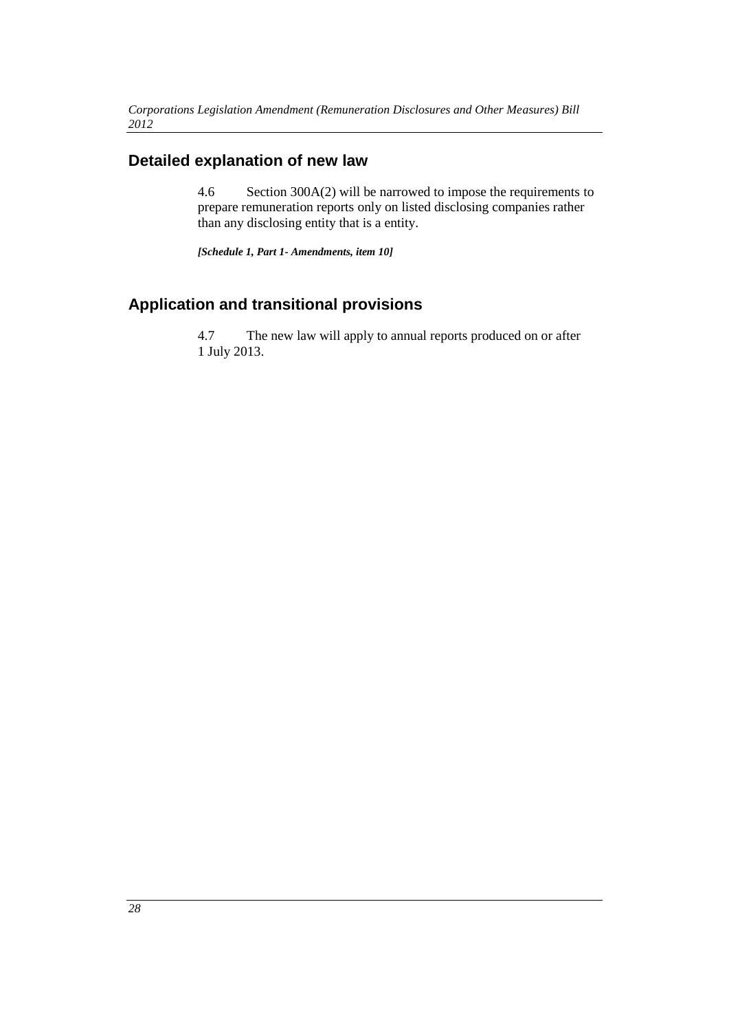## Detailed explanation of new law

4.6 Section 300A(2) will be narrowed to impose the requirements to prepare remuneration reports only on listed disclosing companies rather than any disclosing entity that is a entity.

***[Schedule 1, Part 1- Amendments, item 10]***

## Application and transitional provisions

4.7 The new law will apply to annual reports produced on or after 1 July 2013.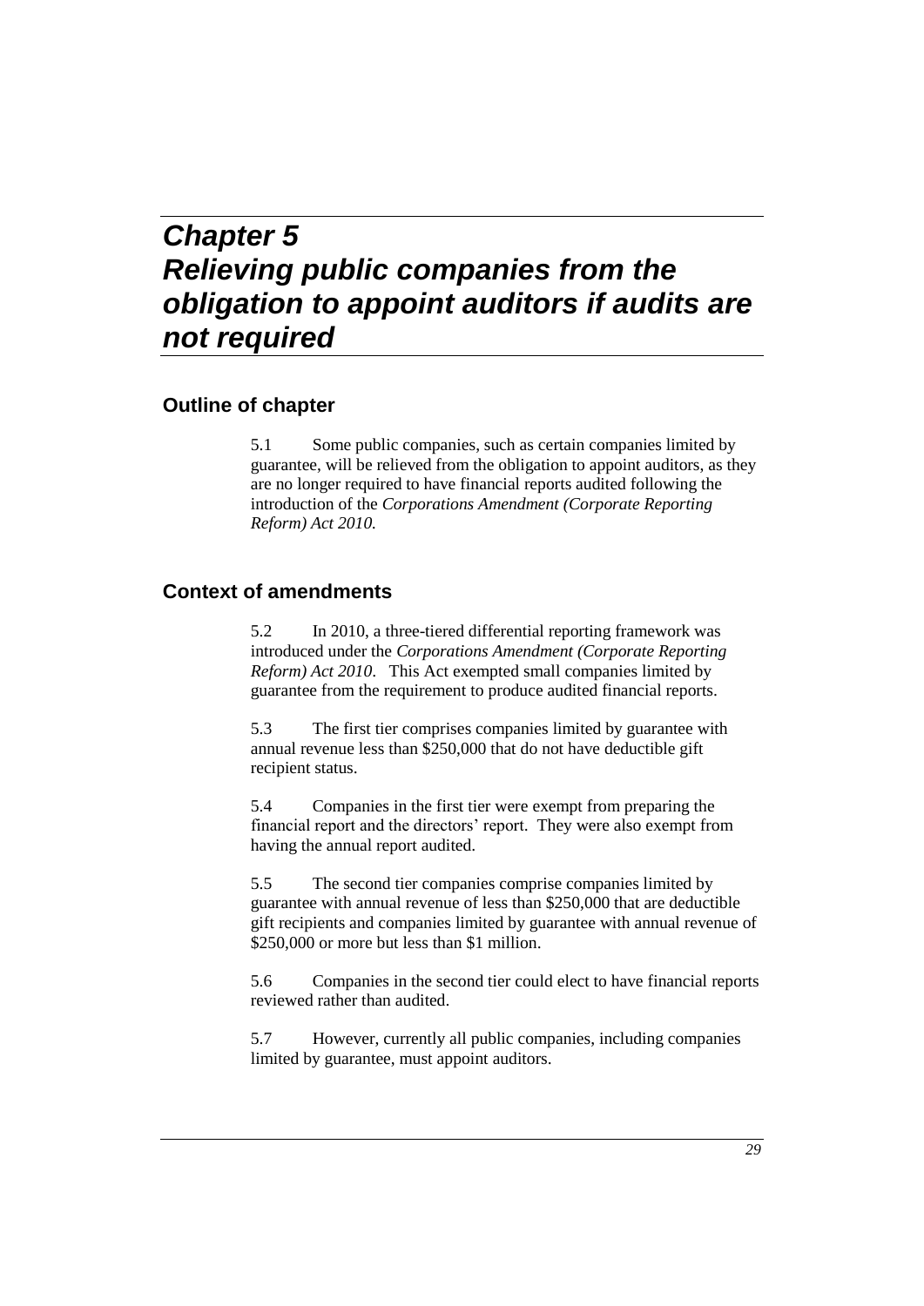# *Chapter 5*
# *Relieving public companies from the obligation to appoint auditors if audits are not required*

## Outline of chapter

5.1 Some public companies, such as certain companies limited by guarantee, will be relieved from the obligation to appoint auditors, as they are no longer required to have financial reports audited following the introduction of the *Corporations Amendment (Corporate Reporting Reform) Act 2010.*

## Context of amendments

5.2 In 2010, a three-tiered differential reporting framework was introduced under the *Corporations Amendment (Corporate Reporting Reform) Act 2010*. This Act exempted small companies limited by guarantee from the requirement to produce audited financial reports.

5.3 The first tier comprises companies limited by guarantee with annual revenue less than $250,000 that do not have deductible gift recipient status.

5.4 Companies in the first tier were exempt from preparing the financial report and the directors' report. They were also exempt from having the annual report audited.

5.5 The second tier companies comprise companies limited by guarantee with annual revenue of less than $250,000 that are deductible gift recipients and companies limited by guarantee with annual revenue of $250,000 or more but less than $1 million.

5.6 Companies in the second tier could elect to have financial reports reviewed rather than audited.

5.7 However, currently all public companies, including companies limited by guarantee, must appoint auditors.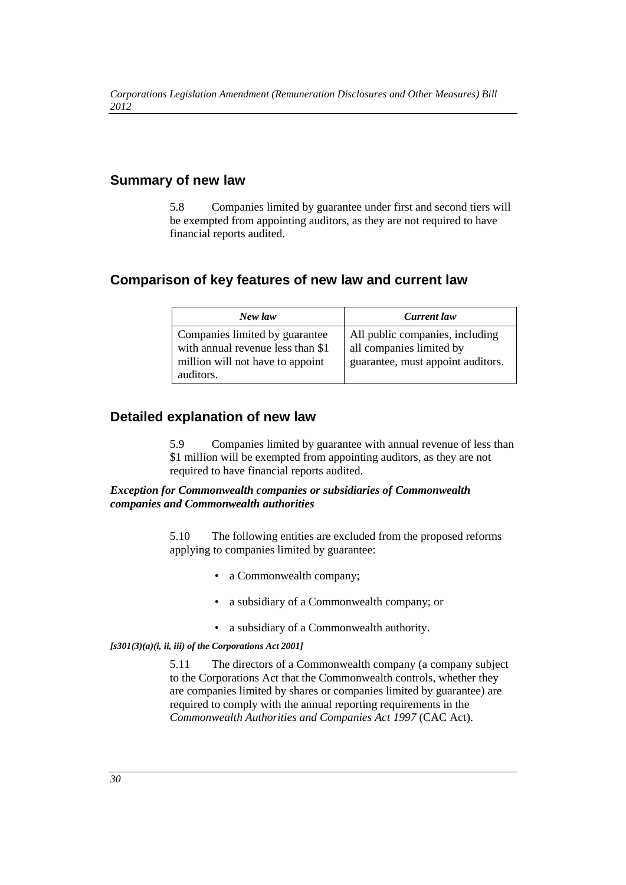## Summary of new law

5.8 Companies limited by guarantee under first and second tiers will be exempted from appointing auditors, as they are not required to have financial reports audited.

## Comparison of key features of new law and current law

| *New law* | *Current law* |
| --- | --- |
| Companies limited by guarantee with annual revenue less than $1 million will not have to appoint auditors. | All public companies, including all companies limited by guarantee, must appoint auditors. |

## Detailed explanation of new law

5.9 Companies limited by guarantee with annual revenue of less than $1 million will be exempted from appointing auditors, as they are not required to have financial reports audited.

***Exception for Commonwealth companies or subsidiaries of Commonwealth companies and Commonwealth authorities***

5.10 The following entities are excluded from the proposed reforms applying to companies limited by guarantee:

- a Commonwealth company;
- a subsidiary of a Commonwealth company; or
- a subsidiary of a Commonwealth authority.

***[s301(3)(a)(i, ii, iii) of the Corporations Act 2001]***

5.11 The directors of a Commonwealth company (a company subject to the Corporations Act that the Commonwealth controls, whether they are companies limited by shares or companies limited by guarantee) are required to comply with the annual reporting requirements in the *Commonwealth Authorities and Companies Act 1997* (CAC Act).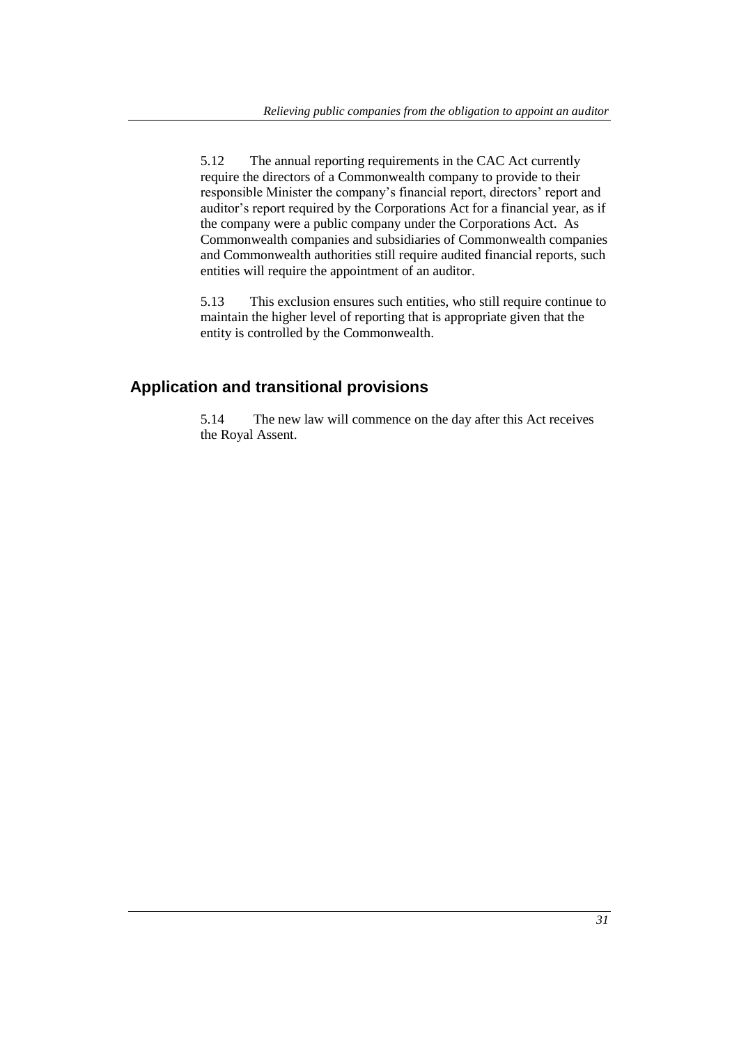5.12 The annual reporting requirements in the CAC Act currently require the directors of a Commonwealth company to provide to their responsible Minister the company's financial report, directors' report and auditor's report required by the Corporations Act for a financial year, as if the company were a public company under the Corporations Act. As Commonwealth companies and subsidiaries of Commonwealth companies and Commonwealth authorities still require audited financial reports, such entities will require the appointment of an auditor.

5.13 This exclusion ensures such entities, who still require continue to maintain the higher level of reporting that is appropriate given that the entity is controlled by the Commonwealth.

## Application and transitional provisions

5.14 The new law will commence on the day after this Act receives the Royal Assent.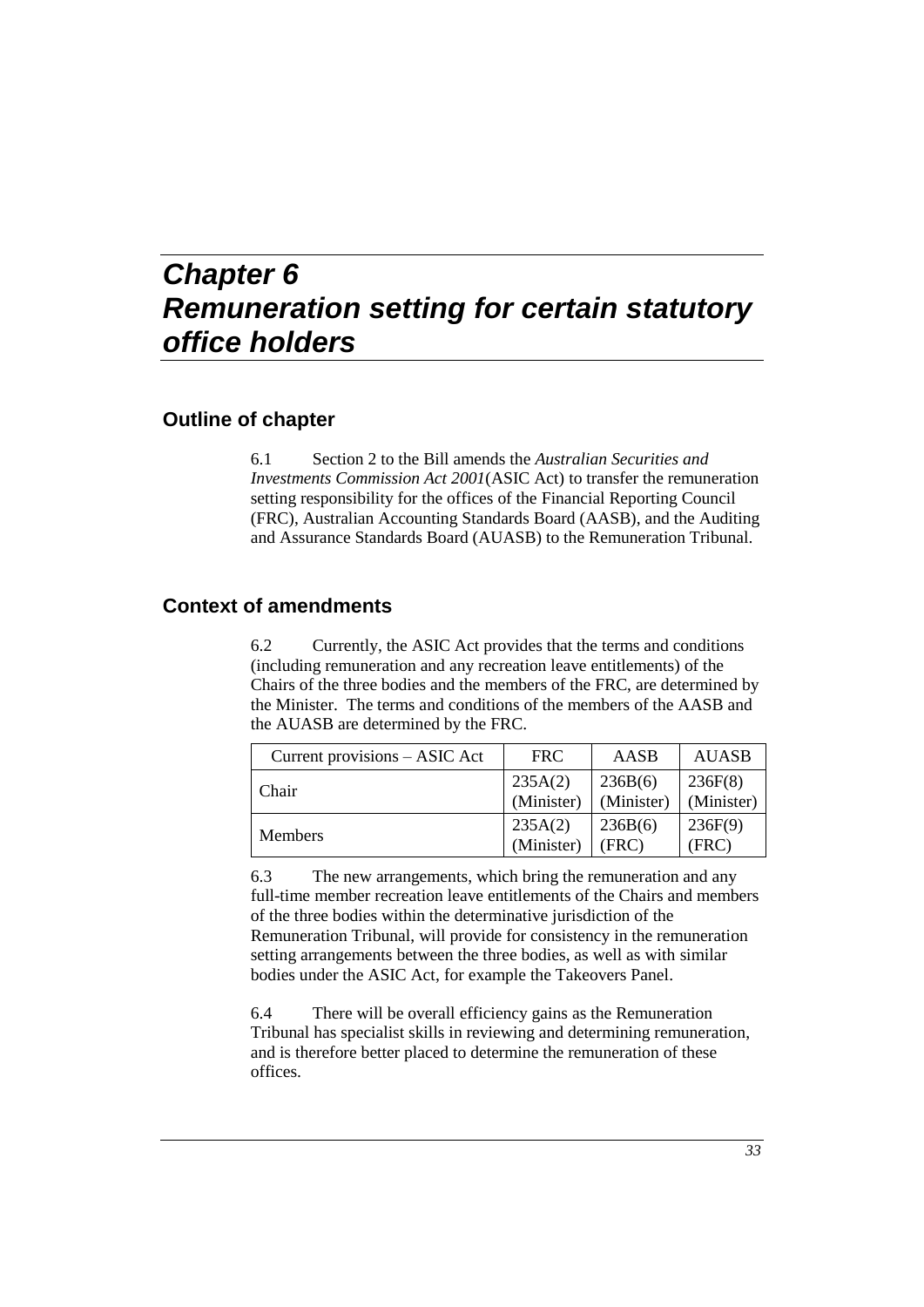# Chapter 6
# Remuneration setting for certain statutory office holders

## Outline of chapter

6.1 Section 2 to the Bill amends the *Australian Securities and Investments Commission Act 2001*(ASIC Act) to transfer the remuneration setting responsibility for the offices of the Financial Reporting Council (FRC), Australian Accounting Standards Board (AASB), and the Auditing and Assurance Standards Board (AUASB) to the Remuneration Tribunal.

## Context of amendments

6.2 Currently, the ASIC Act provides that the terms and conditions (including remuneration and any recreation leave entitlements) of the Chairs of the three bodies and the members of the FRC, are determined by the Minister. The terms and conditions of the members of the AASB and the AUASB are determined by the FRC.

| Current provisions – ASIC Act | FRC | AASB | AUASB |
|---|---|---|---|
| Chair | 235A(2) (Minister) | 236B(6) (Minister) | 236F(8) (Minister) |
| Members | 235A(2) (Minister) | 236B(6) (FRC) | 236F(9) (FRC) |

6.3 The new arrangements, which bring the remuneration and any full-time member recreation leave entitlements of the Chairs and members of the three bodies within the determinative jurisdiction of the Remuneration Tribunal, will provide for consistency in the remuneration setting arrangements between the three bodies, as well as with similar bodies under the ASIC Act, for example the Takeovers Panel.

6.4 There will be overall efficiency gains as the Remuneration Tribunal has specialist skills in reviewing and determining remuneration, and is therefore better placed to determine the remuneration of these offices.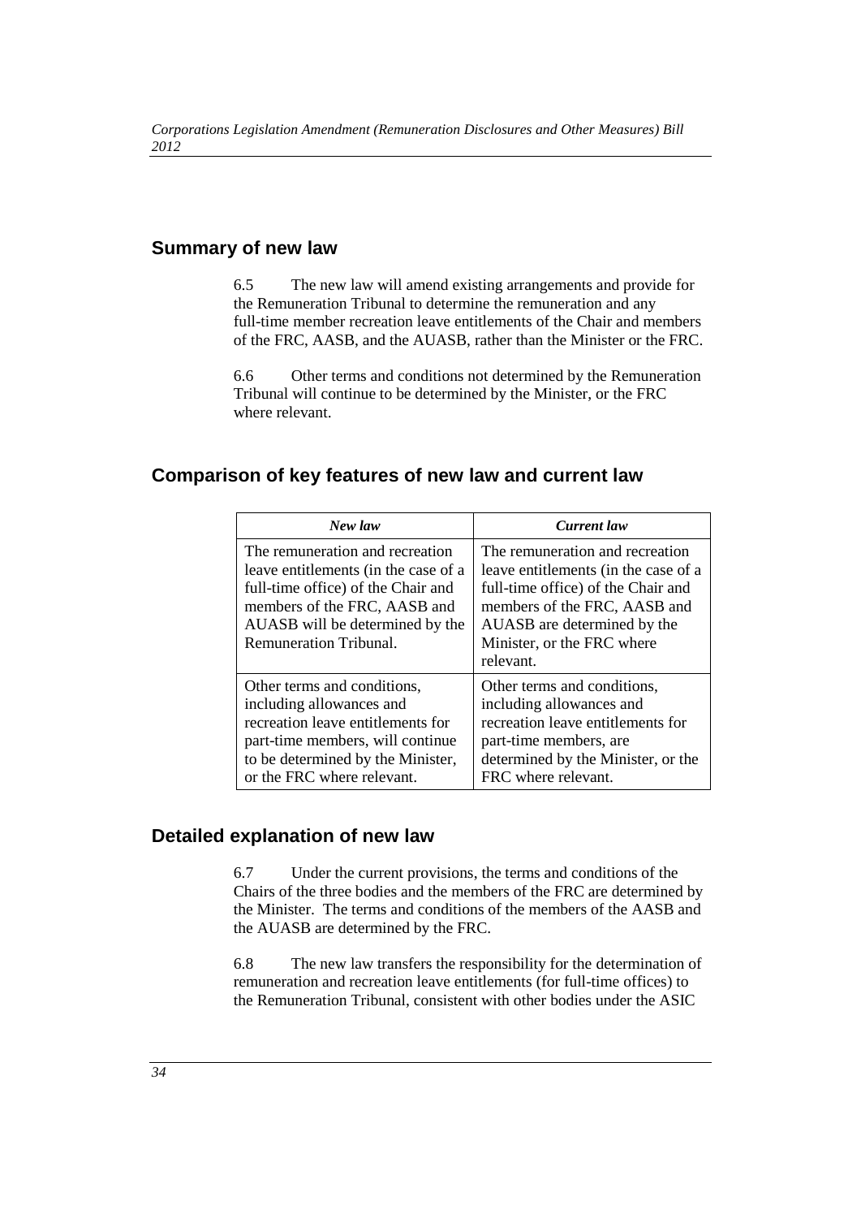## Summary of new law

6.5 The new law will amend existing arrangements and provide for the Remuneration Tribunal to determine the remuneration and any full-time member recreation leave entitlements of the Chair and members of the FRC, AASB, and the AUASB, rather than the Minister or the FRC.

6.6 Other terms and conditions not determined by the Remuneration Tribunal will continue to be determined by the Minister, or the FRC where relevant.

## Comparison of key features of new law and current law

| *New law* | *Current law* |
|---|---|
| The remuneration and recreation leave entitlements (in the case of a full-time office) of the Chair and members of the FRC, AASB and AUASB will be determined by the Remuneration Tribunal. | The remuneration and recreation leave entitlements (in the case of a full-time office) of the Chair and members of the FRC, AASB and AUASB are determined by the Minister, or the FRC where relevant. |
| Other terms and conditions, including allowances and recreation leave entitlements for part-time members, will continue to be determined by the Minister, or the FRC where relevant. | Other terms and conditions, including allowances and recreation leave entitlements for part-time members, are determined by the Minister, or the FRC where relevant. |

## Detailed explanation of new law

6.7 Under the current provisions, the terms and conditions of the Chairs of the three bodies and the members of the FRC are determined by the Minister. The terms and conditions of the members of the AASB and the AUASB are determined by the FRC.

6.8 The new law transfers the responsibility for the determination of remuneration and recreation leave entitlements (for full-time offices) to the Remuneration Tribunal, consistent with other bodies under the ASIC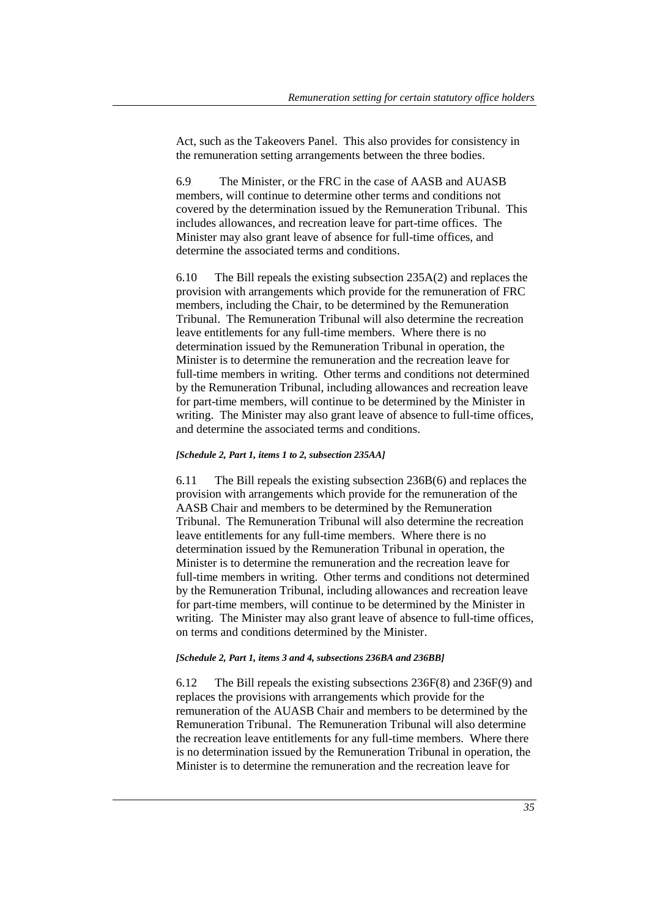Act, such as the Takeovers Panel. This also provides for consistency in the remuneration setting arrangements between the three bodies.

6.9 The Minister, or the FRC in the case of AASB and AUASB members, will continue to determine other terms and conditions not covered by the determination issued by the Remuneration Tribunal. This includes allowances, and recreation leave for part-time offices. The Minister may also grant leave of absence for full-time offices, and determine the associated terms and conditions.

6.10 The Bill repeals the existing subsection 235A(2) and replaces the provision with arrangements which provide for the remuneration of FRC members, including the Chair, to be determined by the Remuneration Tribunal. The Remuneration Tribunal will also determine the recreation leave entitlements for any full-time members. Where there is no determination issued by the Remuneration Tribunal in operation, the Minister is to determine the remuneration and the recreation leave for full-time members in writing. Other terms and conditions not determined by the Remuneration Tribunal, including allowances and recreation leave for part-time members, will continue to be determined by the Minister in writing. The Minister may also grant leave of absence to full-time offices, and determine the associated terms and conditions.

***[Schedule 2, Part 1, items 1 to 2, subsection 235AA]***

6.11 The Bill repeals the existing subsection 236B(6) and replaces the provision with arrangements which provide for the remuneration of the AASB Chair and members to be determined by the Remuneration Tribunal. The Remuneration Tribunal will also determine the recreation leave entitlements for any full-time members. Where there is no determination issued by the Remuneration Tribunal in operation, the Minister is to determine the remuneration and the recreation leave for full-time members in writing. Other terms and conditions not determined by the Remuneration Tribunal, including allowances and recreation leave for part-time members, will continue to be determined by the Minister in writing. The Minister may also grant leave of absence to full-time offices, on terms and conditions determined by the Minister.

***[Schedule 2, Part 1, items 3 and 4, subsections 236BA and 236BB]***

6.12 The Bill repeals the existing subsections 236F(8) and 236F(9) and replaces the provisions with arrangements which provide for the remuneration of the AUASB Chair and members to be determined by the Remuneration Tribunal. The Remuneration Tribunal will also determine the recreation leave entitlements for any full-time members. Where there is no determination issued by the Remuneration Tribunal in operation, the Minister is to determine the remuneration and the recreation leave for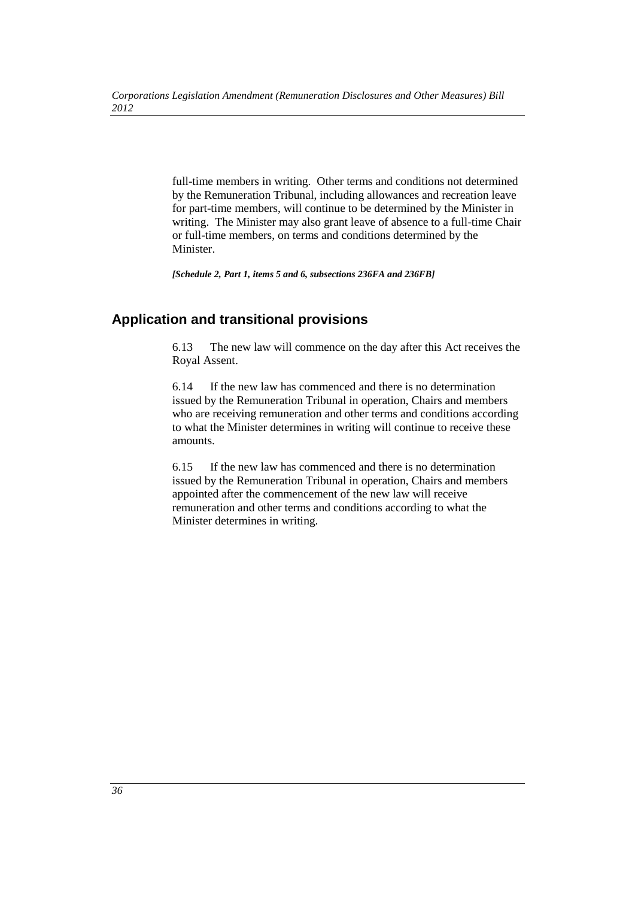full-time members in writing. Other terms and conditions not determined by the Remuneration Tribunal, including allowances and recreation leave for part-time members, will continue to be determined by the Minister in writing. The Minister may also grant leave of absence to a full-time Chair or full-time members, on terms and conditions determined by the Minister.

***[Schedule 2, Part 1, items 5 and 6, subsections 236FA and 236FB]***

## Application and transitional provisions

6.13 The new law will commence on the day after this Act receives the Royal Assent.

6.14 If the new law has commenced and there is no determination issued by the Remuneration Tribunal in operation, Chairs and members who are receiving remuneration and other terms and conditions according to what the Minister determines in writing will continue to receive these amounts.

6.15 If the new law has commenced and there is no determination issued by the Remuneration Tribunal in operation, Chairs and members appointed after the commencement of the new law will receive remuneration and other terms and conditions according to what the Minister determines in writing.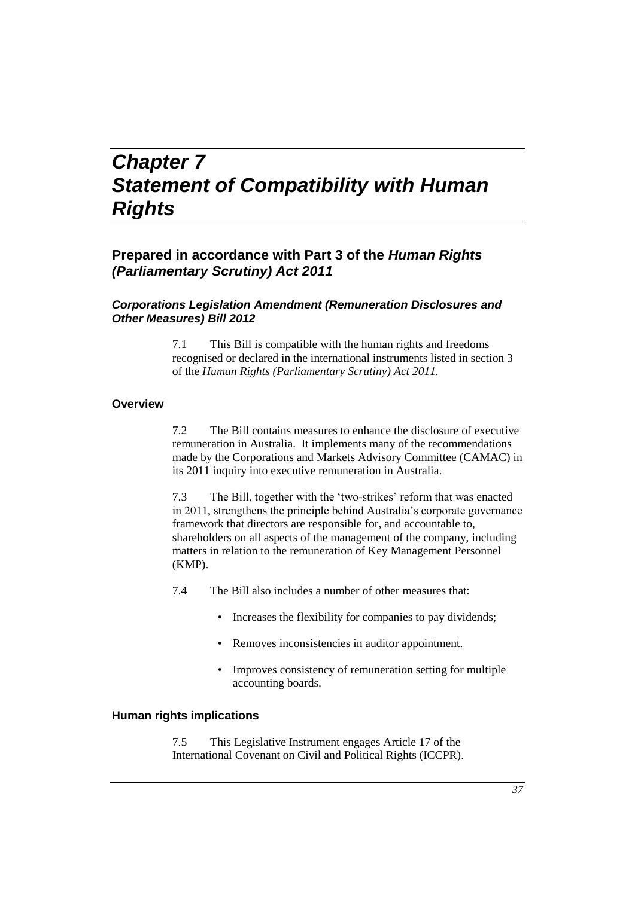# *Chapter 7*
# *Statement of Compatibility with Human Rights*

## Prepared in accordance with Part 3 of the *Human Rights (Parliamentary Scrutiny) Act 2011*

### *Corporations Legislation Amendment (Remuneration Disclosures and Other Measures) Bill 2012*

7.1 This Bill is compatible with the human rights and freedoms recognised or declared in the international instruments listed in section 3 of the *Human Rights (Parliamentary Scrutiny) Act 2011.*

#### Overview

7.2 The Bill contains measures to enhance the disclosure of executive remuneration in Australia. It implements many of the recommendations made by the Corporations and Markets Advisory Committee (CAMAC) in its 2011 inquiry into executive remuneration in Australia.

7.3 The Bill, together with the 'two-strikes' reform that was enacted in 2011, strengthens the principle behind Australia's corporate governance framework that directors are responsible for, and accountable to, shareholders on all aspects of the management of the company, including matters in relation to the remuneration of Key Management Personnel (KMP).

7.4 The Bill also includes a number of other measures that:

- Increases the flexibility for companies to pay dividends;
- Removes inconsistencies in auditor appointment.
- Improves consistency of remuneration setting for multiple accounting boards.

#### Human rights implications

7.5 This Legislative Instrument engages Article 17 of the International Covenant on Civil and Political Rights (ICCPR).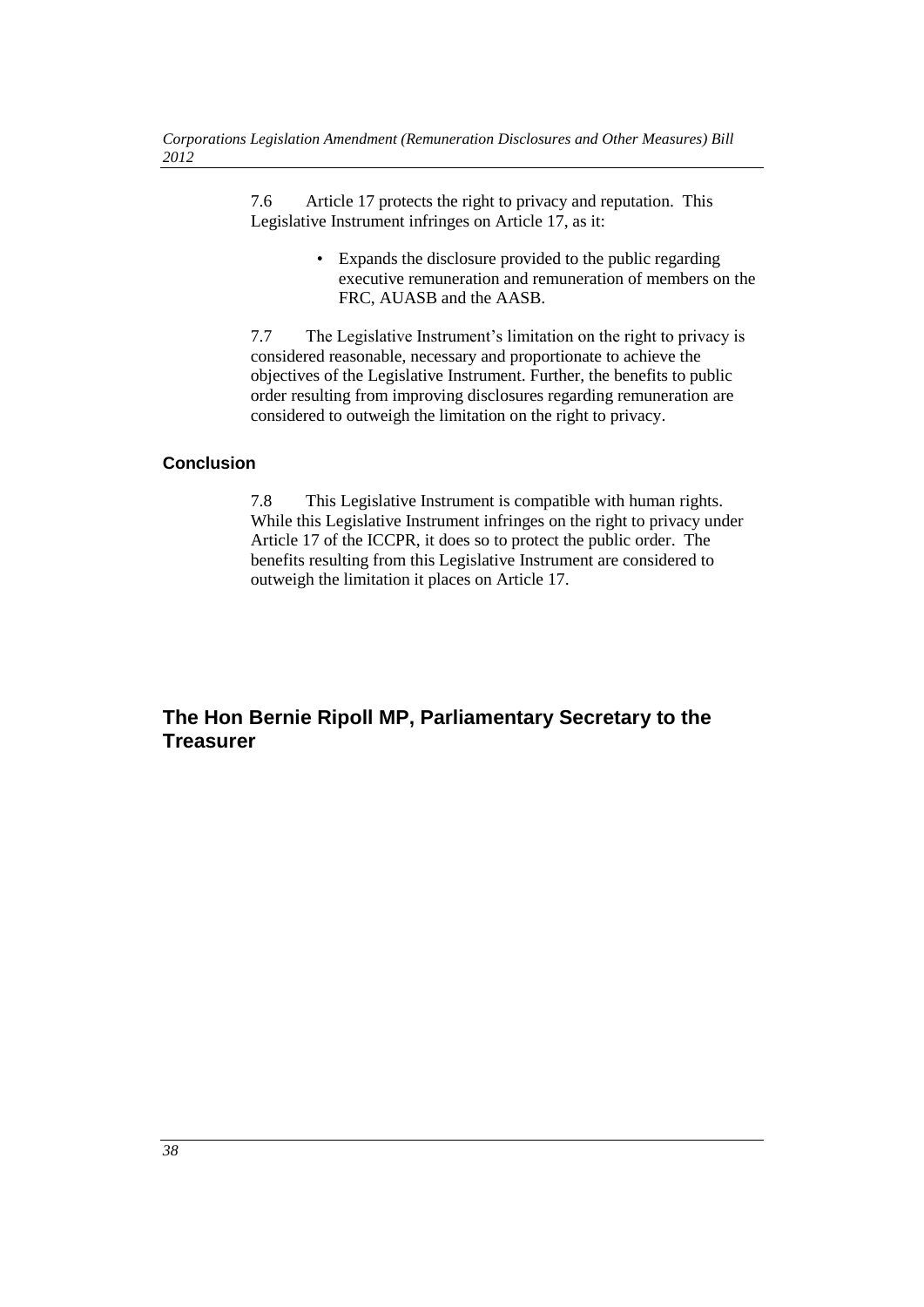7.6 Article 17 protects the right to privacy and reputation. This Legislative Instrument infringes on Article 17, as it:

- Expands the disclosure provided to the public regarding executive remuneration and remuneration of members on the FRC, AUASB and the AASB.

7.7 The Legislative Instrument's limitation on the right to privacy is considered reasonable, necessary and proportionate to achieve the objectives of the Legislative Instrument. Further, the benefits to public order resulting from improving disclosures regarding remuneration are considered to outweigh the limitation on the right to privacy.

### Conclusion

7.8 This Legislative Instrument is compatible with human rights. While this Legislative Instrument infringes on the right to privacy under Article 17 of the ICCPR, it does so to protect the public order. The benefits resulting from this Legislative Instrument are considered to outweigh the limitation it places on Article 17.

## The Hon Bernie Ripoll MP, Parliamentary Secretary to the Treasurer